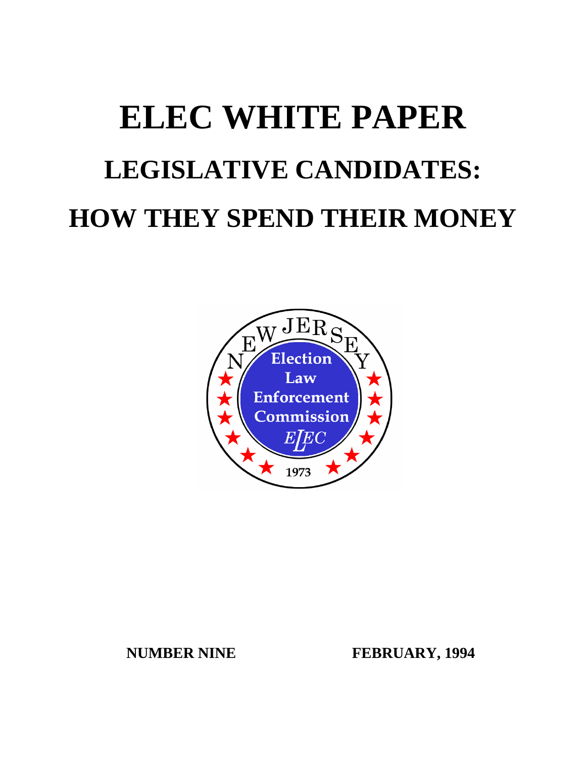# ELEC WHITE PAPER

## LEGISLATIVE CANDIDATES:

## HOW THEY SPEND THEIR MONEY

NUMBER NINE FEBRUARY, 1994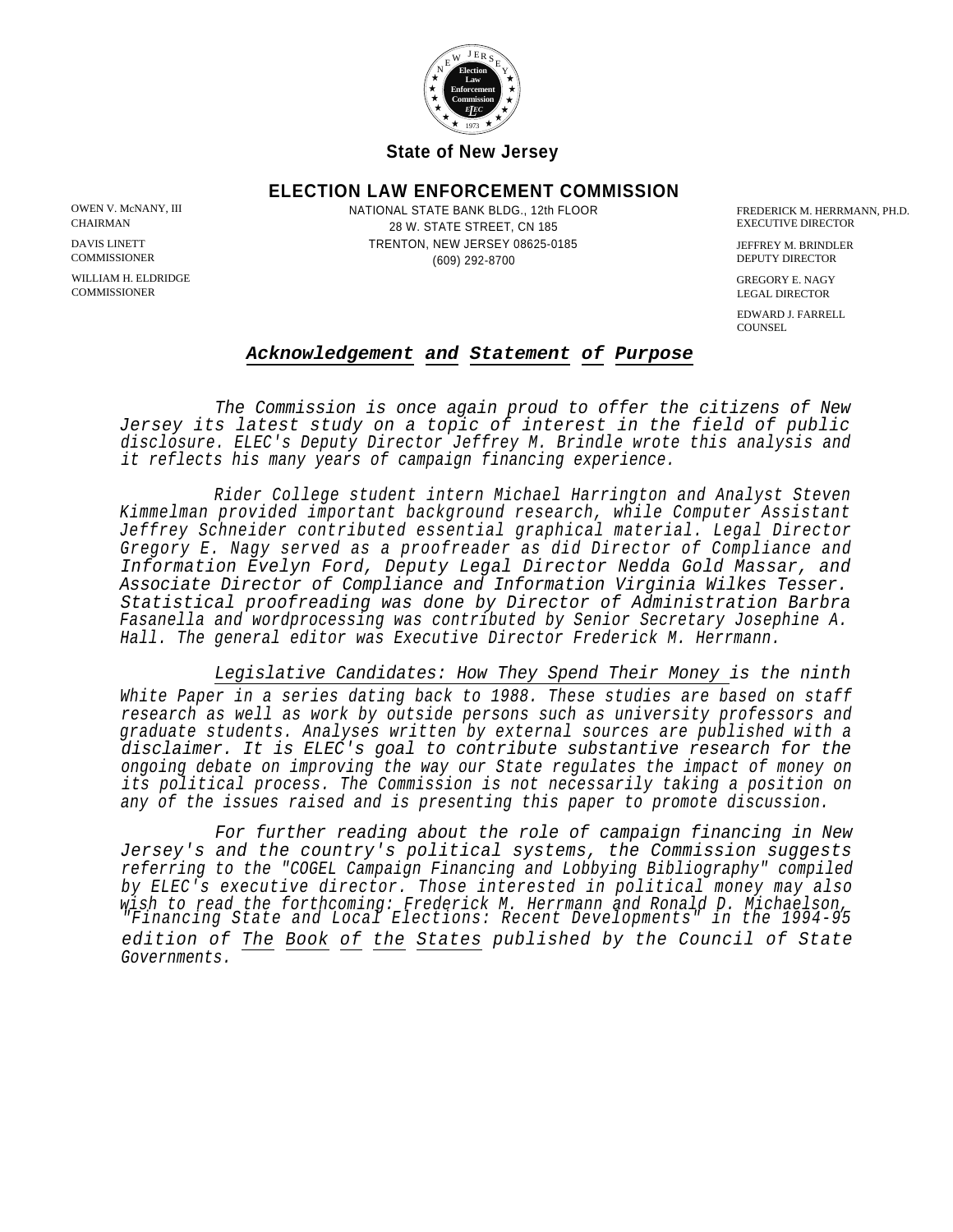State of New Jersey

## ELECTION LAW ENFORCEMENT COMMISSION

OWEN V. McNANY, III
CHAIRMAN

DAVIS LINETT
COMMISSIONER

WILLIAM H. ELDRIDGE
COMMISSIONER

NATIONAL STATE BANK BLDG., 12th FLOOR
28 W. STATE STREET, CN 185
TRENTON, NEW JERSEY 08625-0185
(609) 292-8700

FREDERICK M. HERRMANN, PH.D.
EXECUTIVE DIRECTOR

JEFFREY M. BRINDLER
DEPUTY DIRECTOR

GREGORY E. NAGY
LEGAL DIRECTOR

EDWARD J. FARRELL
COUNSEL

### *Acknowledgement and Statement of Purpose*

*The Commission is once again proud to offer the citizens of New Jersey its latest study on a topic of interest in the field of public disclosure. ELEC's Deputy Director Jeffrey M. Brindle wrote this analysis and it reflects his many years of campaign financing experience.*

*Rider College student intern Michael Harrington and Analyst Steven Kimmelman provided important background research, while Computer Assistant Jeffrey Schneider contributed essential graphical material. Legal Director Gregory E. Nagy served as a proofreader as did Director of Compliance and Information Evelyn Ford, Deputy Legal Director Nedda Gold Massar, and Associate Director of Compliance and Information Virginia Wilkes Tesser. Statistical proofreading was done by Director of Administration Barbra Fasanella and wordprocessing was contributed by Senior Secretary Josephine A. Hall. The general editor was Executive Director Frederick M. Herrmann.*

*Legislative Candidates: How They Spend Their Money is the ninth White Paper in a series dating back to 1988. These studies are based on staff research as well as work by outside persons such as university professors and graduate students. Analyses written by external sources are published with a disclaimer. It is ELEC's goal to contribute substantive research for the ongoing debate on improving the way our State regulates the impact of money on its political process. The Commission is not necessarily taking a position on any of the issues raised and is presenting this paper to promote discussion.*

*For further reading about the role of campaign financing in New Jersey's and the country's political systems, the Commission suggests referring to the "COGEL Campaign Financing and Lobbying Bibliography" compiled by ELEC's executive director. Those interested in political money may also wish to read the forthcoming: Frederick M. Herrmann and Ronald D. Michaelson, "Financing State and Local Elections: Recent Developments" in the 1994-95 edition of The Book of the States published by the Council of State Governments.*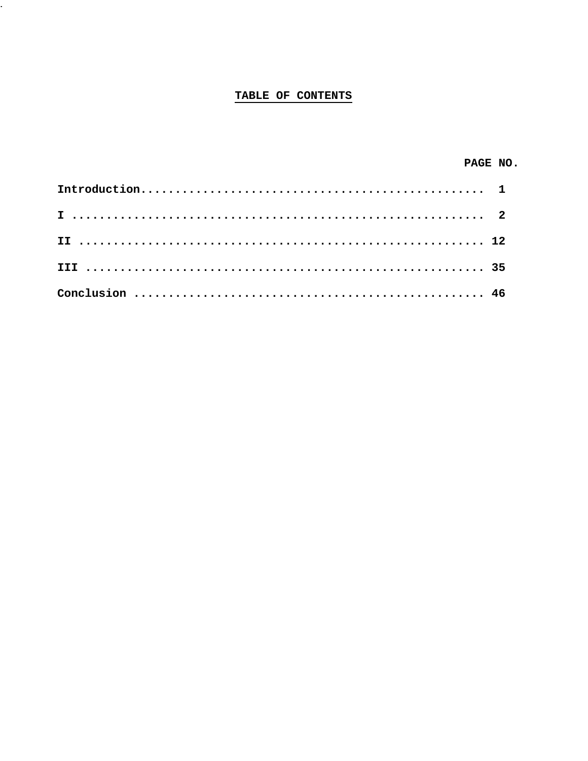# TABLE OF CONTENTS

| | PAGE NO. |
|---|---|
| Introduction | 1 |
| I | 2 |
| II | 12 |
| III | 35 |
| Conclusion | 46 |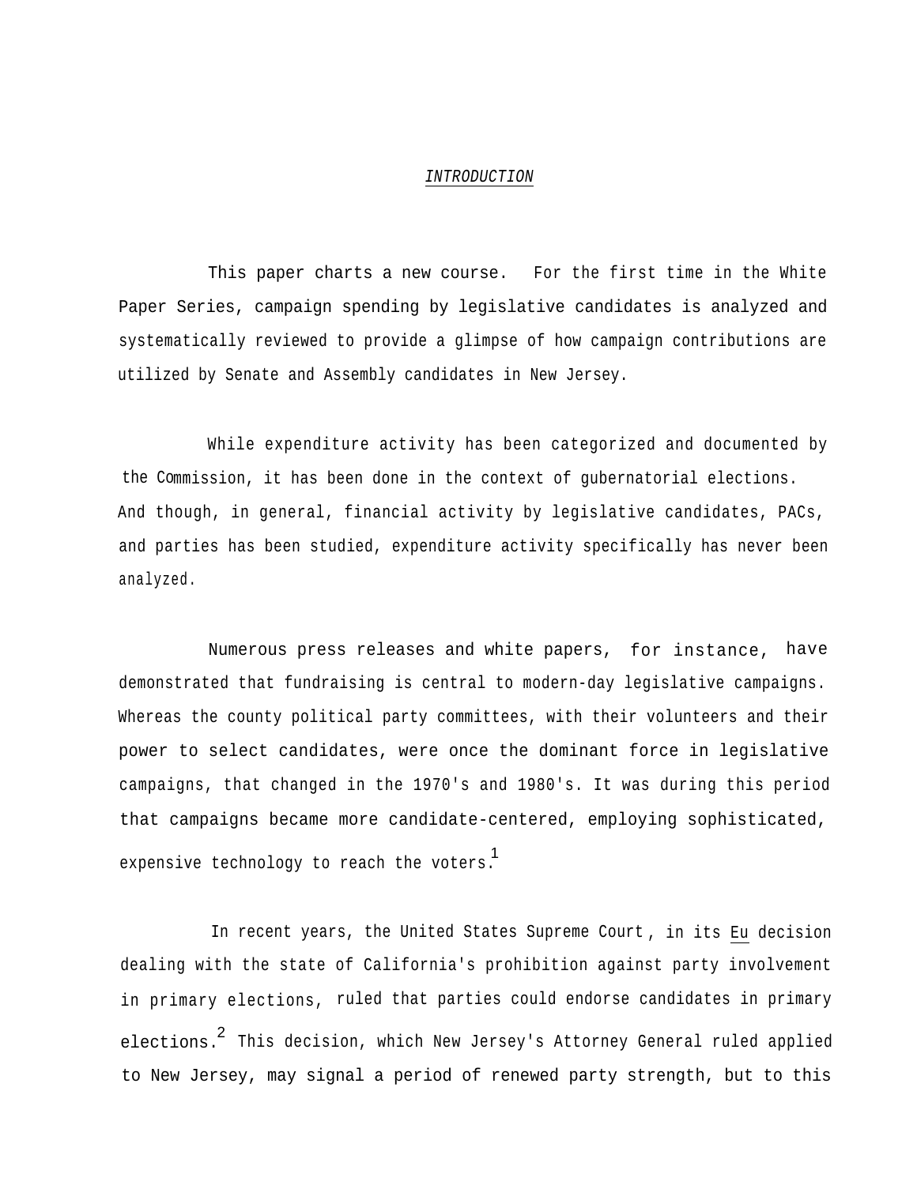# *INTRODUCTION*

This paper charts a new course. For the first time in the White Paper Series, campaign spending by legislative candidates is analyzed and systematically reviewed to provide a glimpse of how campaign contributions are utilized by Senate and Assembly candidates in New Jersey.

While expenditure activity has been categorized and documented by the Commission, it has been done in the context of gubernatorial elections. And though, in general, financial activity by legislative candidates, PACs, and parties has been studied, expenditure activity specifically has never been analyzed.

Numerous press releases and white papers, for instance, have demonstrated that fundraising is central to modern-day legislative campaigns. Whereas the county political party committees, with their volunteers and their power to select candidates, were once the dominant force in legislative campaigns, that changed in the 1970's and 1980's. It was during this period that campaigns became more candidate-centered, employing sophisticated, expensive technology to reach the voters.[1]

In recent years, the United States Supreme Court, in its Eu decision dealing with the state of California's prohibition against party involvement in primary elections, ruled that parties could endorse candidates in primary elections.[2] This decision, which New Jersey's Attorney General ruled applied to New Jersey, may signal a period of renewed party strength, but to this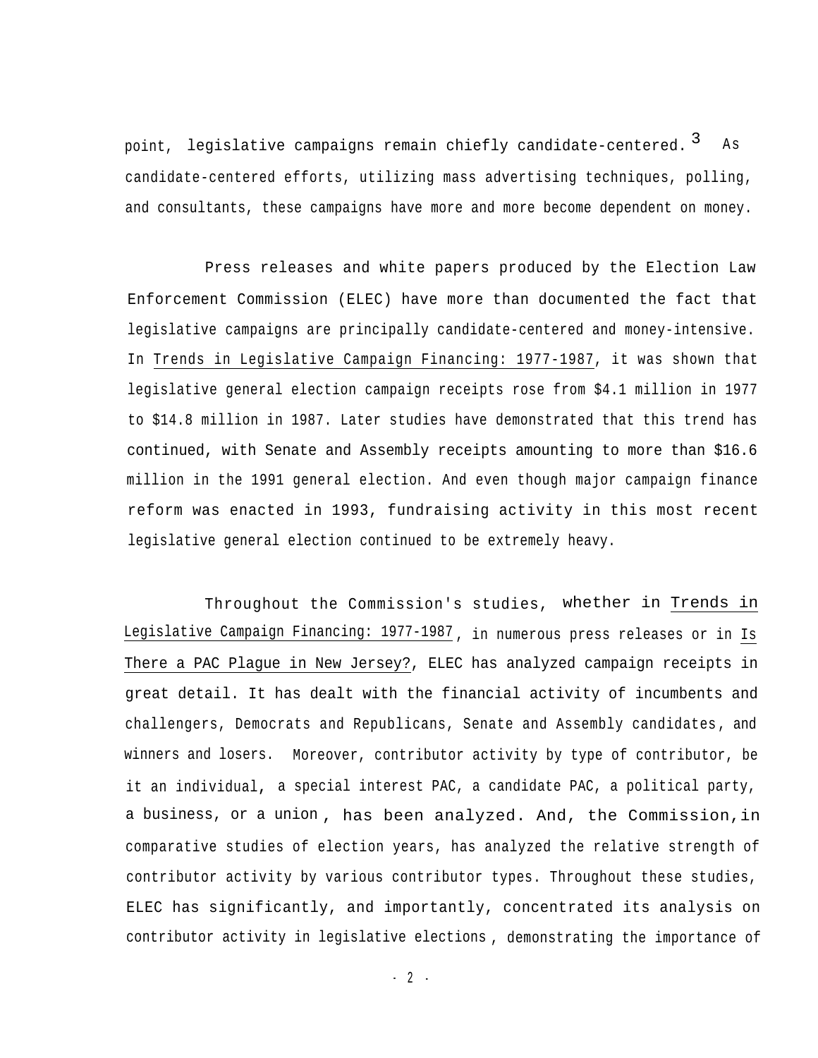point, legislative campaigns remain chiefly candidate-centered.[3] As candidate-centered efforts, utilizing mass advertising techniques, polling, and consultants, these campaigns have more and more become dependent on money.

Press releases and white papers produced by the Election Law Enforcement Commission (ELEC) have more than documented the fact that legislative campaigns are principally candidate-centered and money-intensive. In Trends in Legislative Campaign Financing: 1977-1987, it was shown that legislative general election campaign receipts rose from $4.1 million in 1977 to $14.8 million in 1987. Later studies have demonstrated that this trend has continued, with Senate and Assembly receipts amounting to more than $16.6 million in the 1991 general election. And even though major campaign finance reform was enacted in 1993, fundraising activity in this most recent legislative general election continued to be extremely heavy.

Throughout the Commission's studies, whether in Trends in Legislative Campaign Financing: 1977-1987, in numerous press releases or in Is There a PAC Plague in New Jersey?, ELEC has analyzed campaign receipts in great detail. It has dealt with the financial activity of incumbents and challengers, Democrats and Republicans, Senate and Assembly candidates, and winners and losers. Moreover, contributor activity by type of contributor, be it an individual, a special interest PAC, a candidate PAC, a political party, a business, or a union, has been analyzed. And, the Commission, in comparative studies of election years, has analyzed the relative strength of contributor activity by various contributor types. Throughout these studies, ELEC has significantly, and importantly, concentrated its analysis on contributor activity in legislative elections, demonstrating the importance of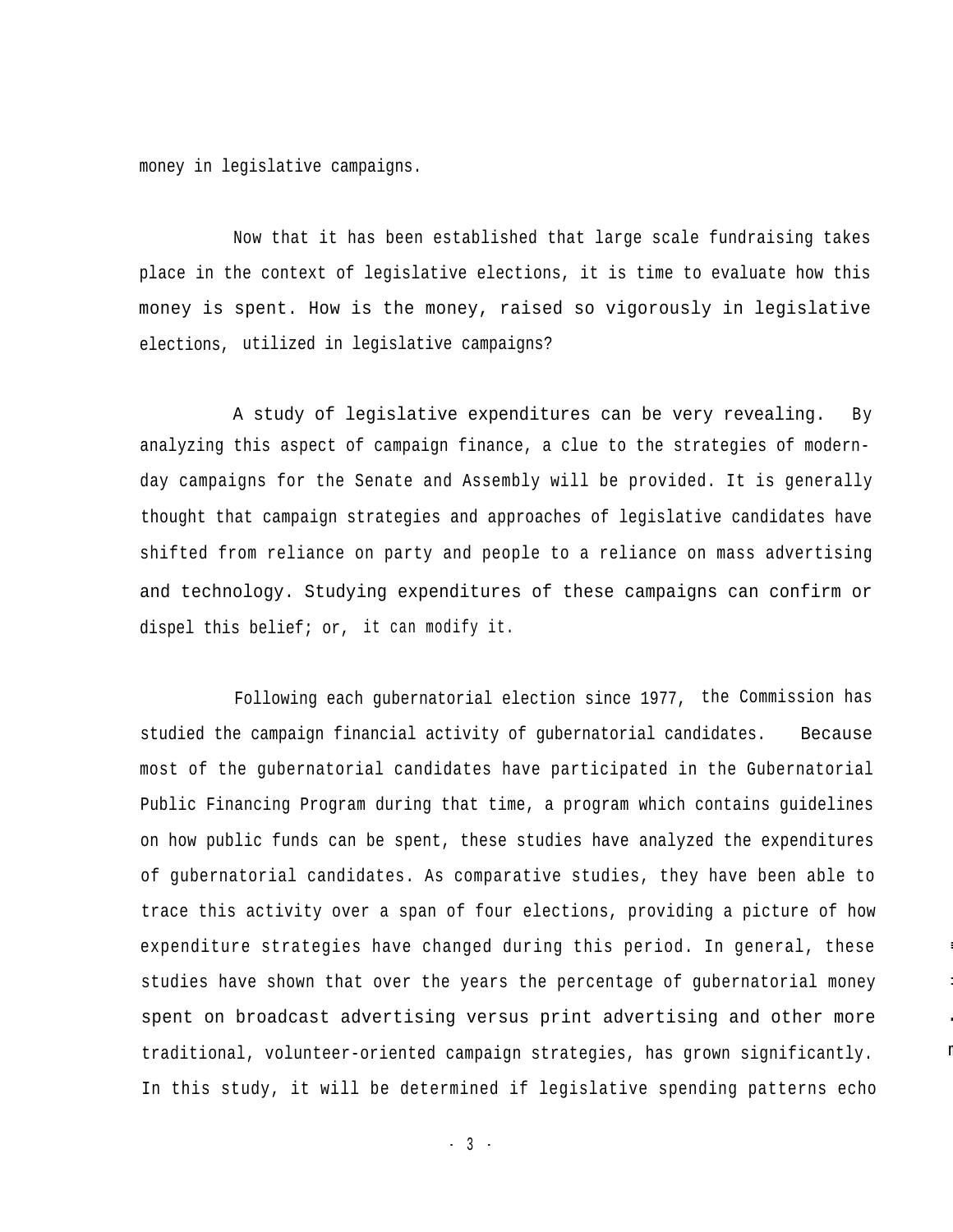money in legislative campaigns.

Now that it has been established that large scale fundraising takes place in the context of legislative elections, it is time to evaluate how this money is spent. How is the money, raised so vigorously in legislative elections, utilized in legislative campaigns?

A study of legislative expenditures can be very revealing. By analyzing this aspect of campaign finance, a clue to the strategies of modern-day campaigns for the Senate and Assembly will be provided. It is generally thought that campaign strategies and approaches of legislative candidates have shifted from reliance on party and people to a reliance on mass advertising and technology. Studying expenditures of these campaigns can confirm or dispel this belief; or, it can modify it.

Following each gubernatorial election since 1977, the Commission has studied the campaign financial activity of gubernatorial candidates. Because most of the gubernatorial candidates have participated in the Gubernatorial Public Financing Program during that time, a program which contains guidelines on how public funds can be spent, these studies have analyzed the expenditures of gubernatorial candidates. As comparative studies, they have been able to trace this activity over a span of four elections, providing a picture of how expenditure strategies have changed during this period. In general, these studies have shown that over the years the percentage of gubernatorial money spent on broadcast advertising versus print advertising and other more traditional, volunteer-oriented campaign strategies, has grown significantly. In this study, it will be determined if legislative spending patterns echo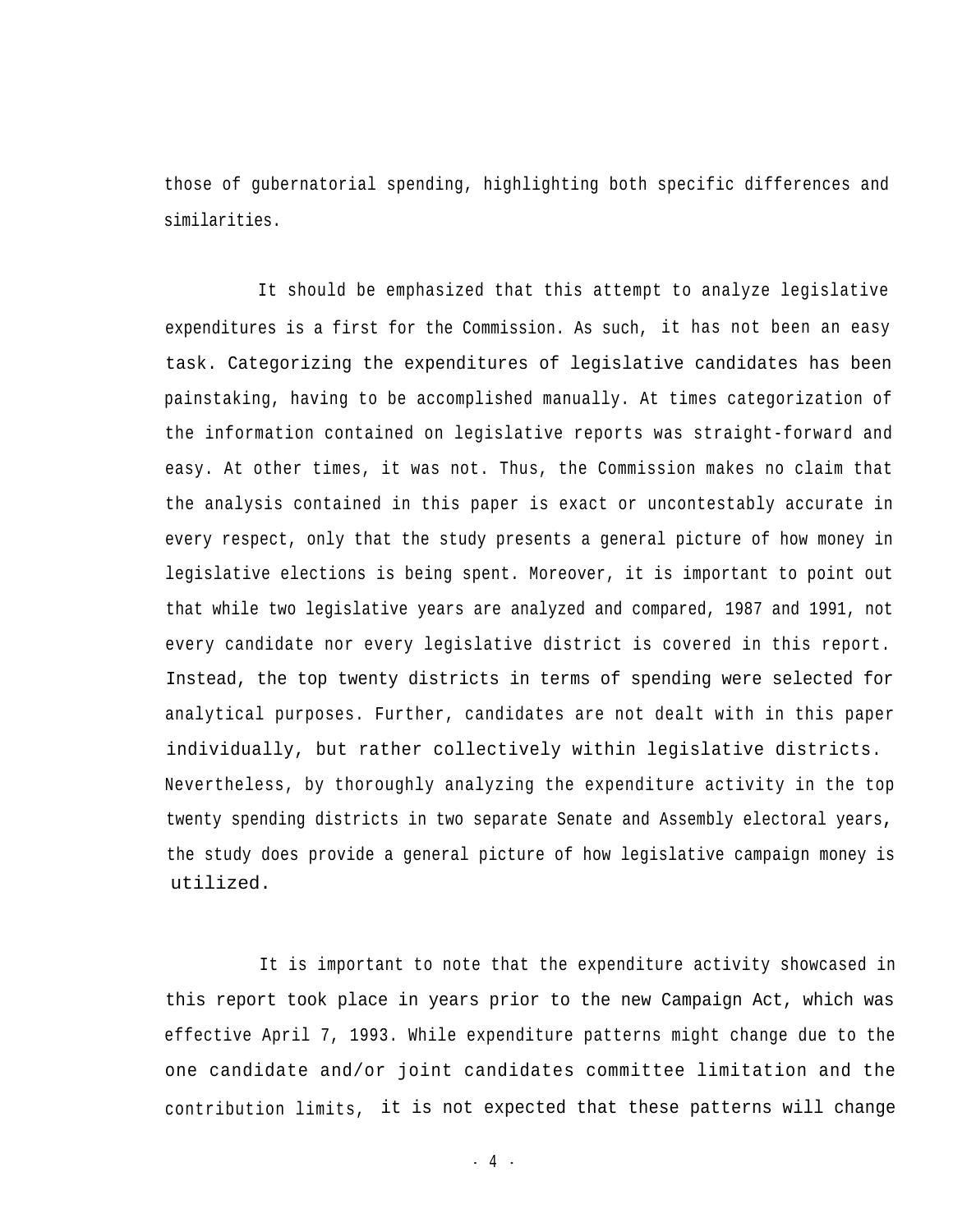those of gubernatorial spending, highlighting both specific differences and similarities.

It should be emphasized that this attempt to analyze legislative expenditures is a first for the Commission. As such, it has not been an easy task. Categorizing the expenditures of legislative candidates has been painstaking, having to be accomplished manually. At times categorization of the information contained on legislative reports was straight-forward and easy. At other times, it was not. Thus, the Commission makes no claim that the analysis contained in this paper is exact or uncontestably accurate in every respect, only that the study presents a general picture of how money in legislative elections is being spent. Moreover, it is important to point out that while two legislative years are analyzed and compared, 1987 and 1991, not every candidate nor every legislative district is covered in this report. Instead, the top twenty districts in terms of spending were selected for analytical purposes. Further, candidates are not dealt with in this paper individually, but rather collectively within legislative districts. Nevertheless, by thoroughly analyzing the expenditure activity in the top twenty spending districts in two separate Senate and Assembly electoral years, the study does provide a general picture of how legislative campaign money is utilized.

It is important to note that the expenditure activity showcased in this report took place in years prior to the new Campaign Act, which was effective April 7, 1993. While expenditure patterns might change due to the one candidate and/or joint candidates committee limitation and the contribution limits, it is not expected that these patterns will change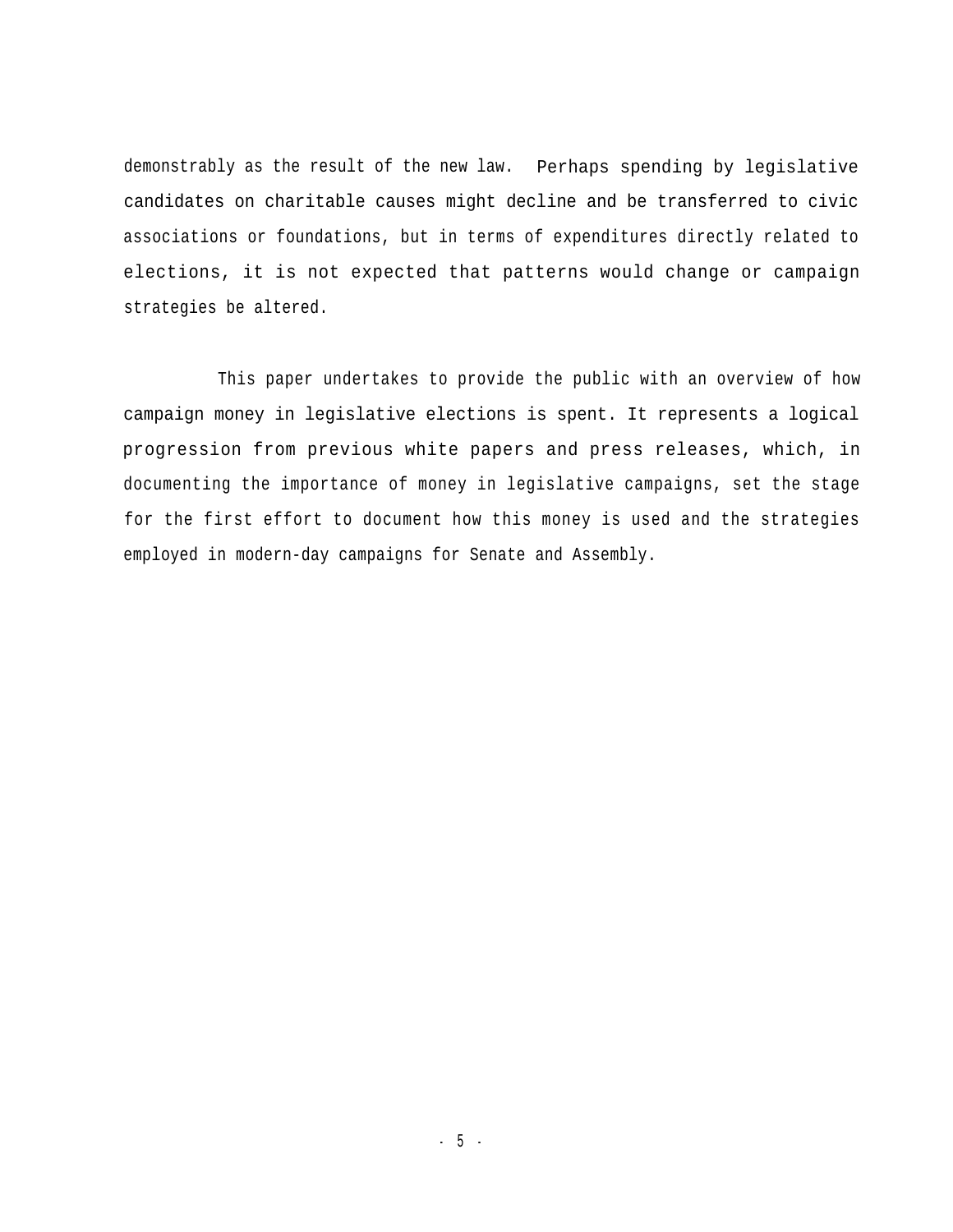demonstrably as the result of the new law. Perhaps spending by legislative candidates on charitable causes might decline and be transferred to civic associations or foundations, but in terms of expenditures directly related to elections, it is not expected that patterns would change or campaign strategies be altered.

This paper undertakes to provide the public with an overview of how campaign money in legislative elections is spent. It represents a logical progression from previous white papers and press releases, which, in documenting the importance of money in legislative campaigns, set the stage for the first effort to document how this money is used and the strategies employed in modern-day campaigns for Senate and Assembly.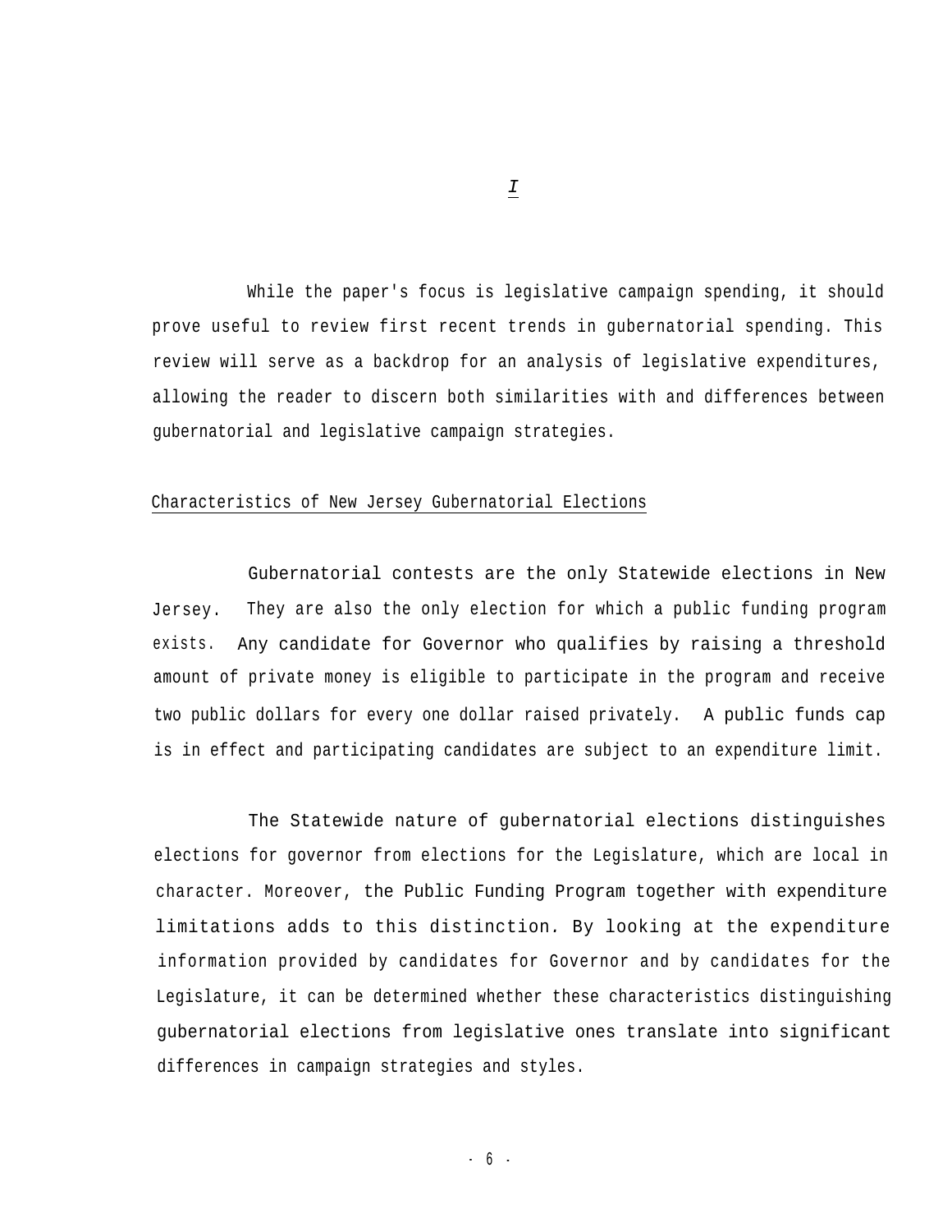# *I*

While the paper's focus is legislative campaign spending, it should prove useful to review first recent trends in gubernatorial spending. This review will serve as a backdrop for an analysis of legislative expenditures, allowing the reader to discern both similarities with and differences between gubernatorial and legislative campaign strategies.

## Characteristics of New Jersey Gubernatorial Elections

Gubernatorial contests are the only Statewide elections in New Jersey. They are also the only election for which a public funding program exists. Any candidate for Governor who qualifies by raising a threshold amount of private money is eligible to participate in the program and receive two public dollars for every one dollar raised privately. A public funds cap is in effect and participating candidates are subject to an expenditure limit.

The Statewide nature of gubernatorial elections distinguishes elections for governor from elections for the Legislature, which are local in character. Moreover, the Public Funding Program together with expenditure limitations adds to this distinction. By looking at the expenditure information provided by candidates for Governor and by candidates for the Legislature, it can be determined whether these characteristics distinguishing gubernatorial elections from legislative ones translate into significant differences in campaign strategies and styles.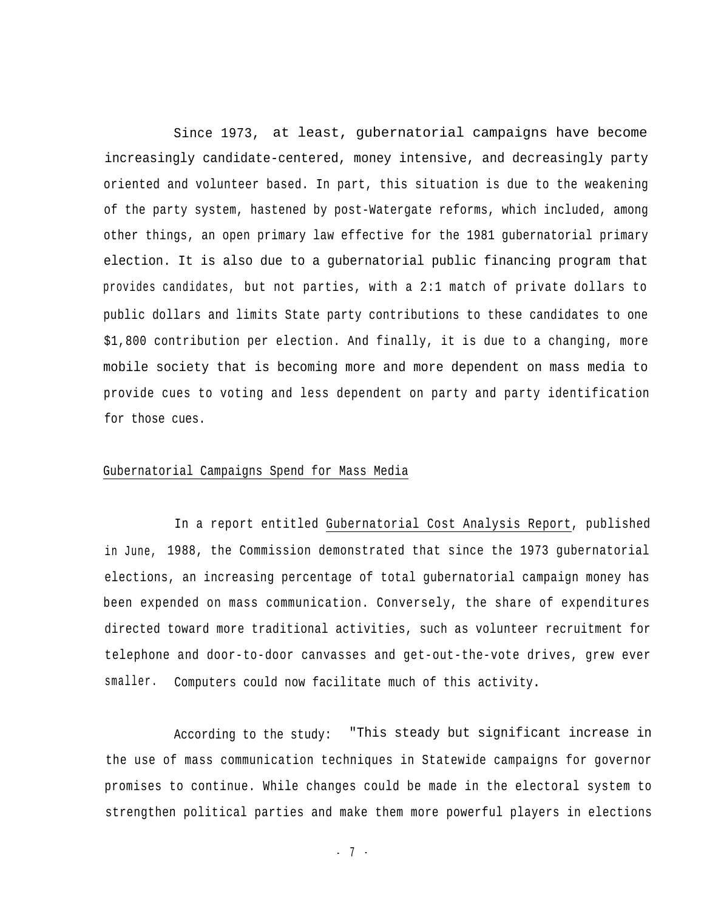Since 1973, at least, gubernatorial campaigns have become increasingly candidate-centered, money intensive, and decreasingly party oriented and volunteer based. In part, this situation is due to the weakening of the party system, hastened by post-Watergate reforms, which included, among other things, an open primary law effective for the 1981 gubernatorial primary election. It is also due to a gubernatorial public financing program that provides candidates, but not parties, with a 2:1 match of private dollars to public dollars and limits State party contributions to these candidates to one $1,800 contribution per election. And finally, it is due to a changing, more mobile society that is becoming more and more dependent on mass media to provide cues to voting and less dependent on party and party identification for those cues.

## Gubernatorial Campaigns Spend for Mass Media

In a report entitled Gubernatorial Cost Analysis Report, published in June, 1988, the Commission demonstrated that since the 1973 gubernatorial elections, an increasing percentage of total gubernatorial campaign money has been expended on mass communication. Conversely, the share of expenditures directed toward more traditional activities, such as volunteer recruitment for telephone and door-to-door canvasses and get-out-the-vote drives, grew ever smaller. Computers could now facilitate much of this activity.

According to the study: "This steady but significant increase in the use of mass communication techniques in Statewide campaigns for governor promises to continue. While changes could be made in the electoral system to strengthen political parties and make them more powerful players in elections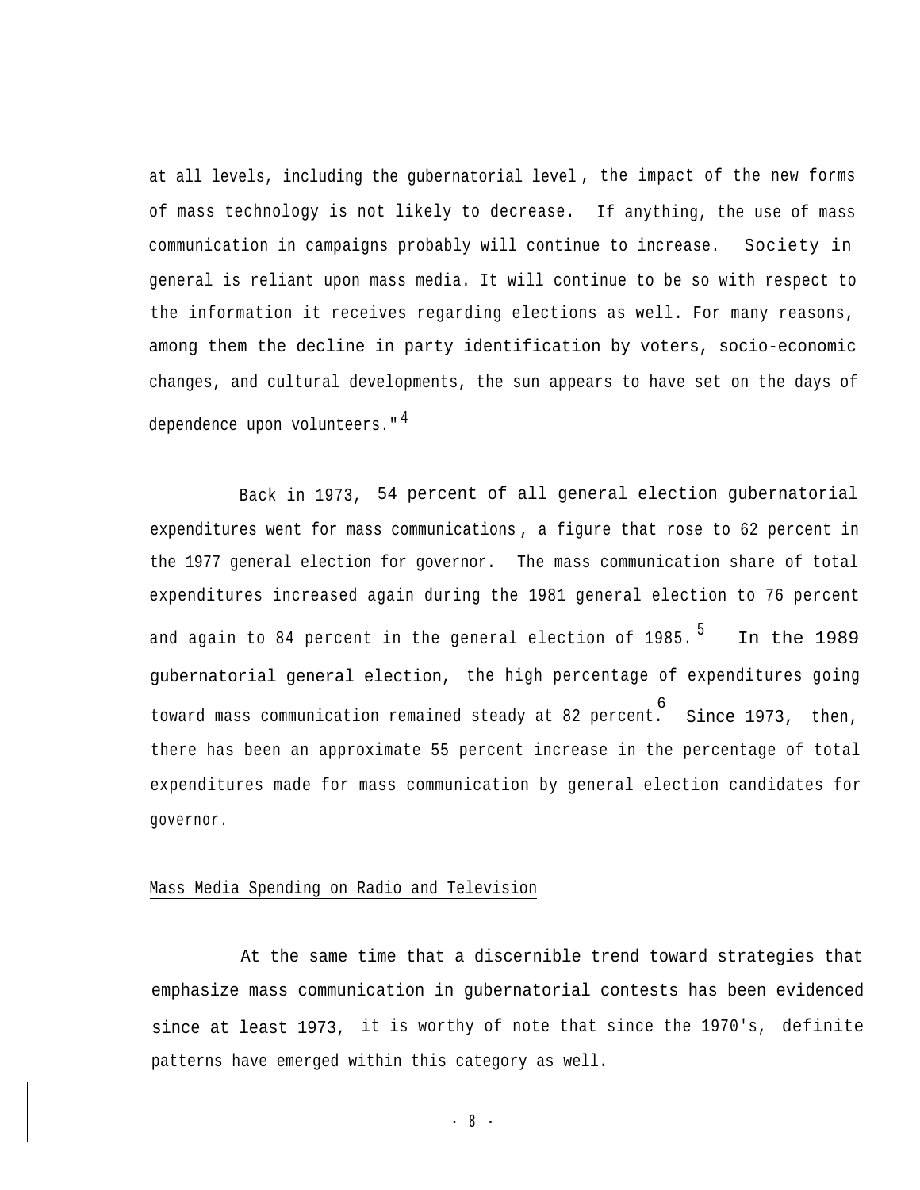at all levels, including the gubernatorial level, the impact of the new forms of mass technology is not likely to decrease. If anything, the use of mass communication in campaigns probably will continue to increase. Society in general is reliant upon mass media. It will continue to be so with respect to the information it receives regarding elections as well. For many reasons, among them the decline in party identification by voters, socio-economic changes, and cultural developments, the sun appears to have set on the days of dependence upon volunteers."[4]

Back in 1973, 54 percent of all general election gubernatorial expenditures went for mass communications, a figure that rose to 62 percent in the 1977 general election for governor. The mass communication share of total expenditures increased again during the 1981 general election to 76 percent and again to 84 percent in the general election of 1985.[5] In the 1989 gubernatorial general election, the high percentage of expenditures going toward mass communication remained steady at 82 percent.[6] Since 1973, then, there has been an approximate 55 percent increase in the percentage of total expenditures made for mass communication by general election candidates for governor.

Mass Media Spending on Radio and Television

At the same time that a discernible trend toward strategies that emphasize mass communication in gubernatorial contests has been evidenced since at least 1973, it is worthy of note that since the 1970's, definite patterns have emerged within this category as well.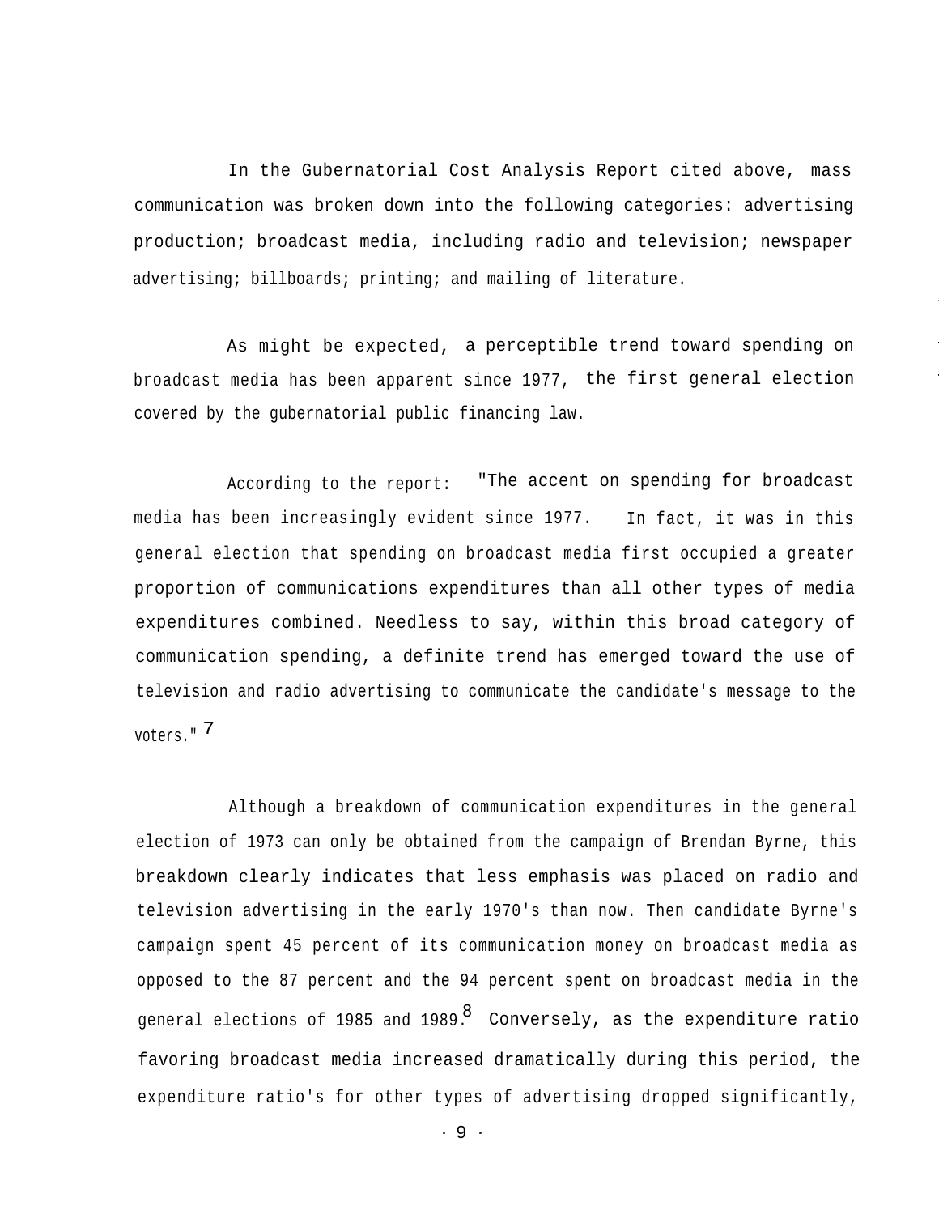In the Gubernatorial Cost Analysis Report cited above, mass communication was broken down into the following categories: advertising production; broadcast media, including radio and television; newspaper advertising; billboards; printing; and mailing of literature.

As might be expected, a perceptible trend toward spending on broadcast media has been apparent since 1977, the first general election covered by the gubernatorial public financing law.

According to the report: "The accent on spending for broadcast media has been increasingly evident since 1977. In fact, it was in this general election that spending on broadcast media first occupied a greater proportion of communications expenditures than all other types of media expenditures combined. Needless to say, within this broad category of communication spending, a definite trend has emerged toward the use of television and radio advertising to communicate the candidate's message to the voters."[7]

Although a breakdown of communication expenditures in the general election of 1973 can only be obtained from the campaign of Brendan Byrne, this breakdown clearly indicates that less emphasis was placed on radio and television advertising in the early 1970's than now. Then candidate Byrne's campaign spent 45 percent of its communication money on broadcast media as opposed to the 87 percent and the 94 percent spent on broadcast media in the general elections of 1985 and 1989.[8] Conversely, as the expenditure ratio favoring broadcast media increased dramatically during this period, the expenditure ratio's for other types of advertising dropped significantly,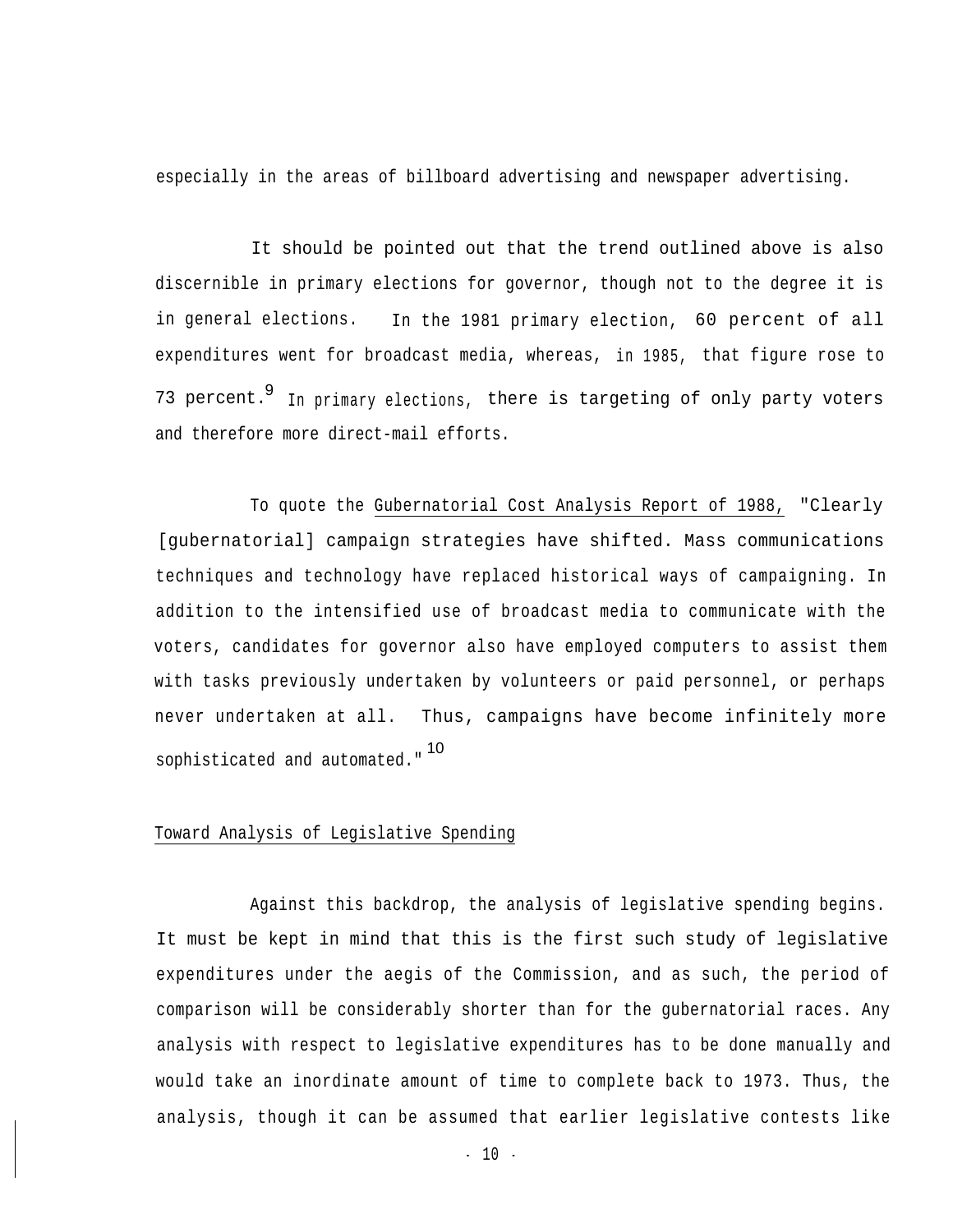especially in the areas of billboard advertising and newspaper advertising.

It should be pointed out that the trend outlined above is also discernible in primary elections for governor, though not to the degree it is in general elections. In the 1981 primary election, 60 percent of all expenditures went for broadcast media, whereas, in 1985, that figure rose to 73 percent.[9] In primary elections, there is targeting of only party voters and therefore more direct-mail efforts.

To quote the Gubernatorial Cost Analysis Report of 1988, "Clearly [gubernatorial] campaign strategies have shifted. Mass communications techniques and technology have replaced historical ways of campaigning. In addition to the intensified use of broadcast media to communicate with the voters, candidates for governor also have employed computers to assist them with tasks previously undertaken by volunteers or paid personnel, or perhaps never undertaken at all. Thus, campaigns have become infinitely more sophisticated and automated."[10]

## Toward Analysis of Legislative Spending

Against this backdrop, the analysis of legislative spending begins. It must be kept in mind that this is the first such study of legislative expenditures under the aegis of the Commission, and as such, the period of comparison will be considerably shorter than for the gubernatorial races. Any analysis with respect to legislative expenditures has to be done manually and would take an inordinate amount of time to complete back to 1973. Thus, the analysis, though it can be assumed that earlier legislative contests like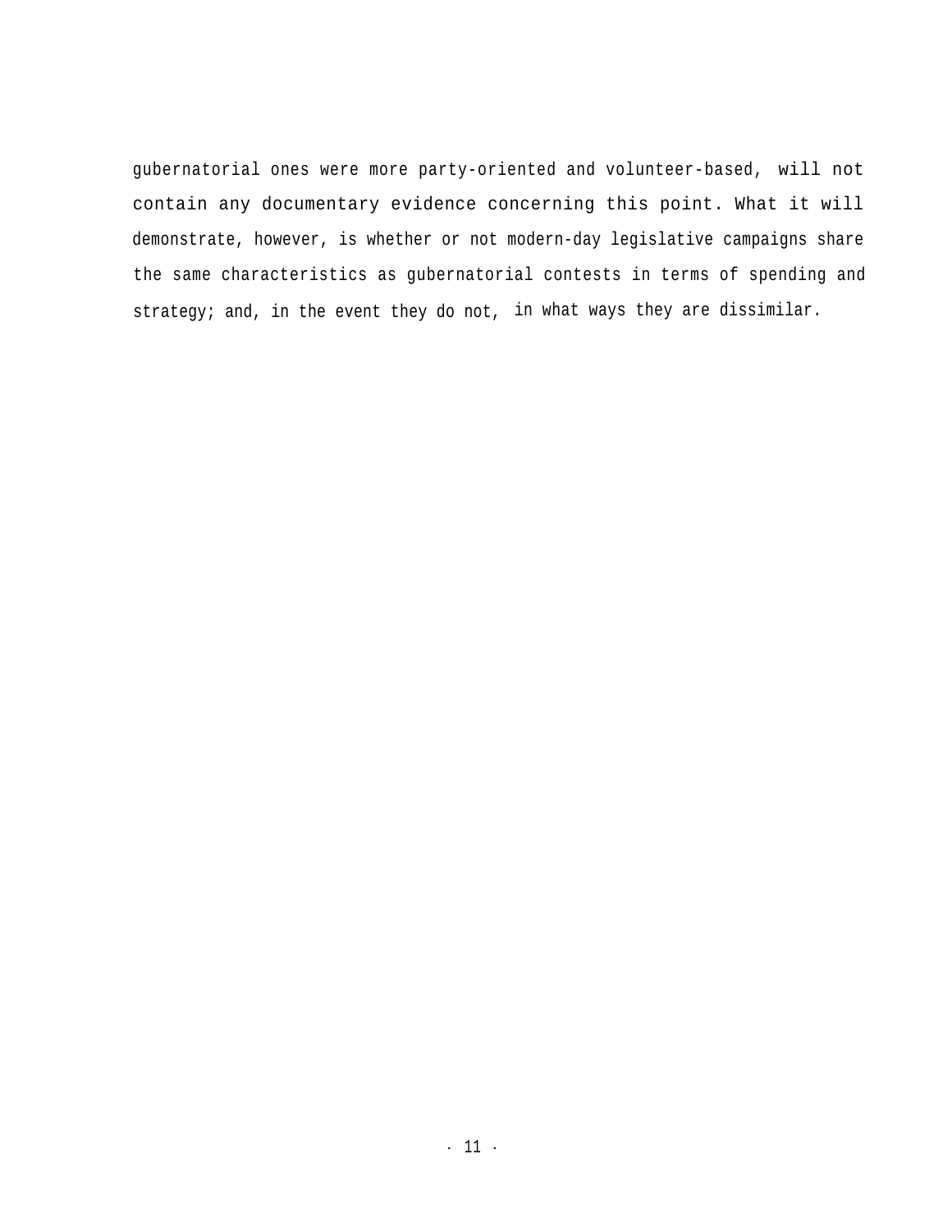gubernatorial ones were more party-oriented and volunteer-based, will not contain any documentary evidence concerning this point. What it will demonstrate, however, is whether or not modern-day legislative campaigns share the same characteristics as gubernatorial contests in terms of spending and strategy; and, in the event they do not, in what ways they are dissimilar.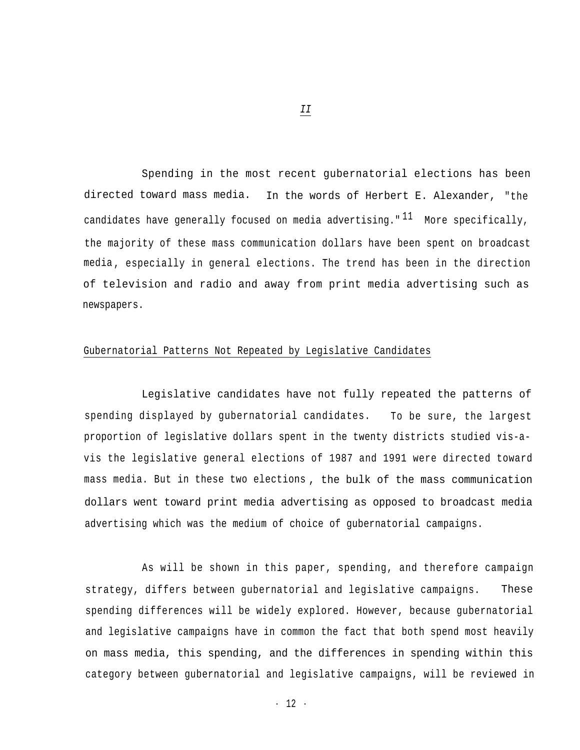*II*

Spending in the most recent gubernatorial elections has been directed toward mass media. In the words of Herbert E. Alexander, "the candidates have generally focused on media advertising."[11] More specifically, the majority of these mass communication dollars have been spent on broadcast media, especially in general elections. The trend has been in the direction of television and radio and away from print media advertising such as newspapers.

## Gubernatorial Patterns Not Repeated by Legislative Candidates

Legislative candidates have not fully repeated the patterns of spending displayed by gubernatorial candidates. To be sure, the largest proportion of legislative dollars spent in the twenty districts studied vis-a-vis the legislative general elections of 1987 and 1991 were directed toward mass media. But in these two elections, the bulk of the mass communication dollars went toward print media advertising as opposed to broadcast media advertising which was the medium of choice of gubernatorial campaigns.

As will be shown in this paper, spending, and therefore campaign strategy, differs between gubernatorial and legislative campaigns. These spending differences will be widely explored. However, because gubernatorial and legislative campaigns have in common the fact that both spend most heavily on mass media, this spending, and the differences in spending within this category between gubernatorial and legislative campaigns, will be reviewed in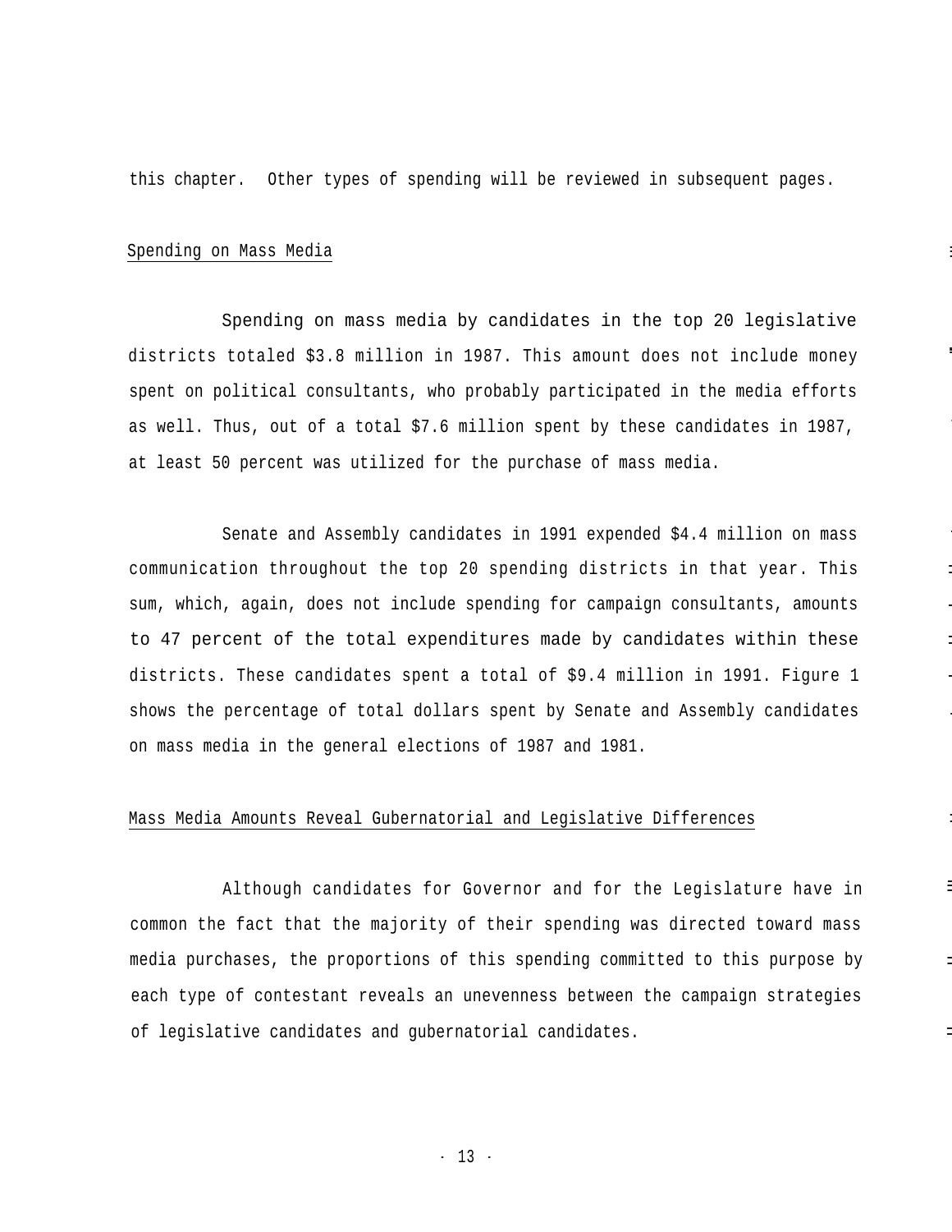this chapter. Other types of spending will be reviewed in subsequent pages.

## Spending on Mass Media

Spending on mass media by candidates in the top 20 legislative districts totaled $3.8 million in 1987. This amount does not include money spent on political consultants, who probably participated in the media efforts as well. Thus, out of a total $7.6 million spent by these candidates in 1987, at least 50 percent was utilized for the purchase of mass media.

Senate and Assembly candidates in 1991 expended $4.4 million on mass communication throughout the top 20 spending districts in that year. This sum, which, again, does not include spending for campaign consultants, amounts to 47 percent of the total expenditures made by candidates within these districts. These candidates spent a total of $9.4 million in 1991. Figure 1 shows the percentage of total dollars spent by Senate and Assembly candidates on mass media in the general elections of 1987 and 1981.

## Mass Media Amounts Reveal Gubernatorial and Legislative Differences

Although candidates for Governor and for the Legislature have in common the fact that the majority of their spending was directed toward mass media purchases, the proportions of this spending committed to this purpose by each type of contestant reveals an unevenness between the campaign strategies of legislative candidates and gubernatorial candidates.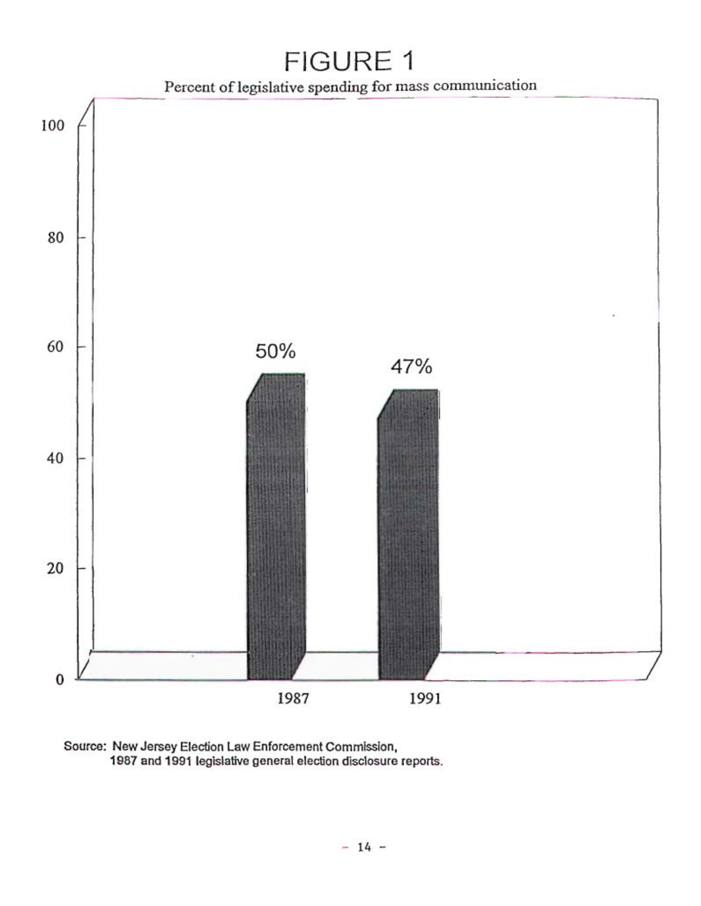# FIGURE 1

Percent of legislative spending for mass communication

| Year | Percent |
|---|---|
| 1987 | 50% |
| 1991 | 47% |

Source: New Jersey Election Law Enforcement Commission, 1987 and 1991 legislative general election disclosure reports.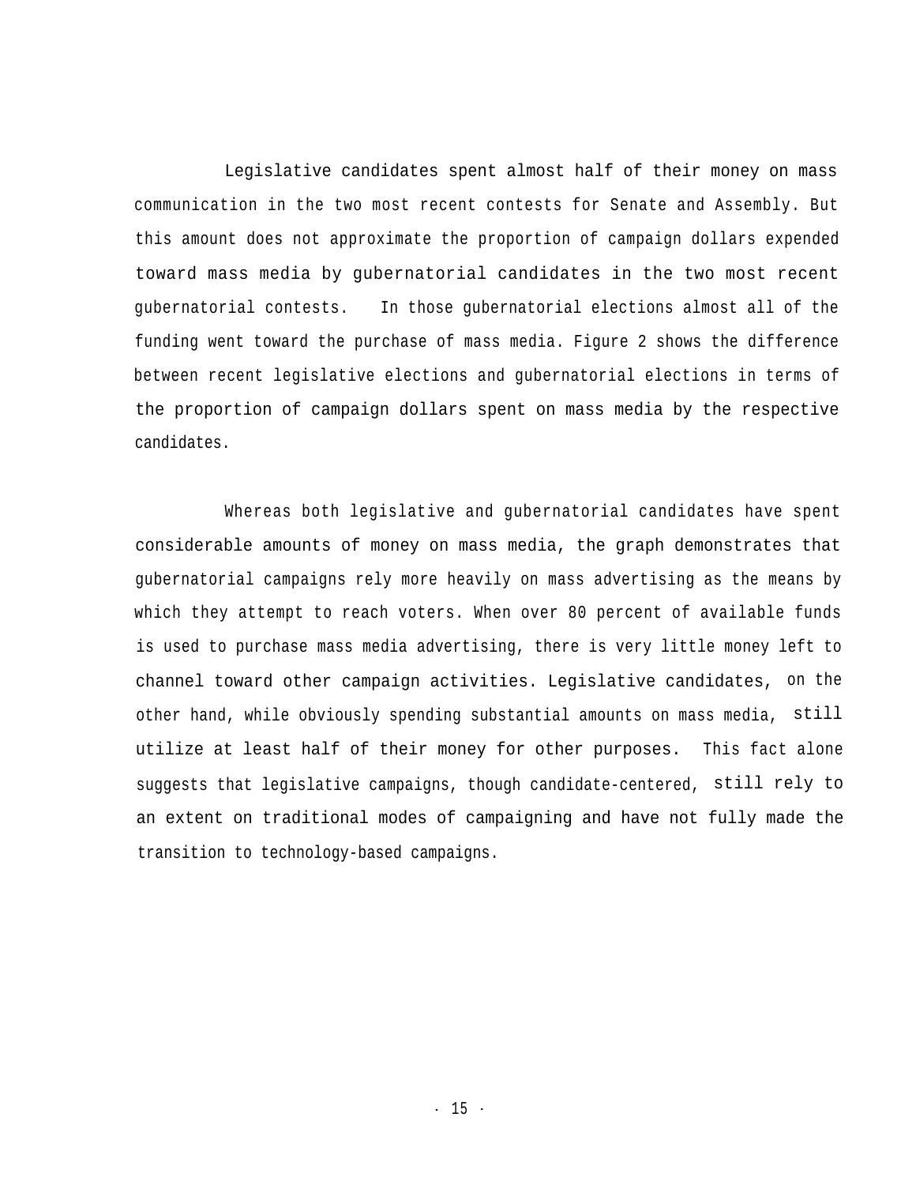Legislative candidates spent almost half of their money on mass communication in the two most recent contests for Senate and Assembly. But this amount does not approximate the proportion of campaign dollars expended toward mass media by gubernatorial candidates in the two most recent gubernatorial contests. In those gubernatorial elections almost all of the funding went toward the purchase of mass media. Figure 2 shows the difference between recent legislative elections and gubernatorial elections in terms of the proportion of campaign dollars spent on mass media by the respective candidates.

Whereas both legislative and gubernatorial candidates have spent considerable amounts of money on mass media, the graph demonstrates that gubernatorial campaigns rely more heavily on mass advertising as the means by which they attempt to reach voters. When over 80 percent of available funds is used to purchase mass media advertising, there is very little money left to channel toward other campaign activities. Legislative candidates, on the other hand, while obviously spending substantial amounts on mass media, still utilize at least half of their money for other purposes. This fact alone suggests that legislative campaigns, though candidate-centered, still rely to an extent on traditional modes of campaigning and have not fully made the transition to technology-based campaigns.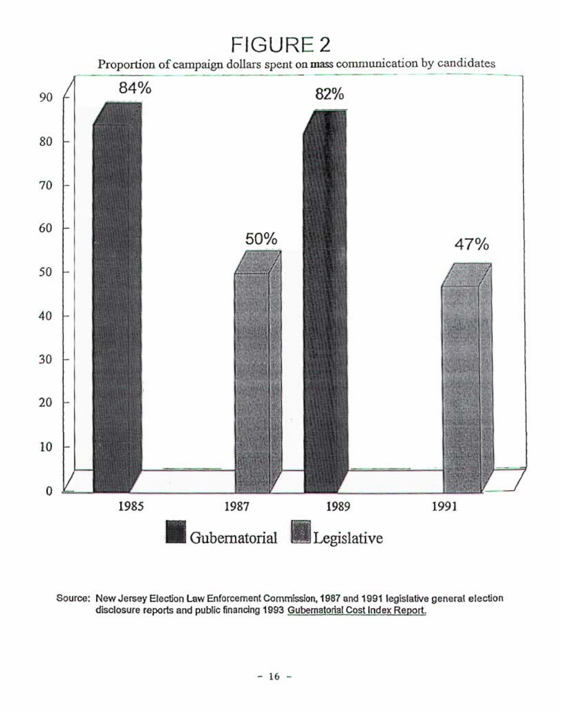# FIGURE 2

Proportion of campaign dollars spent on mass communication by candidates

| Year | Type | Percent |
|---|---|---|
| 1985 | Gubernatorial | 84% |
| 1987 | Legislative | 50% |
| 1989 | Gubernatorial | 82% |
| 1991 | Legislative | 47% |

Source: New Jersey Election Law Enforcement Commission, 1987 and 1991 legislative general election disclosure reports and public financing 1993 Gubernatorial Cost Index Report.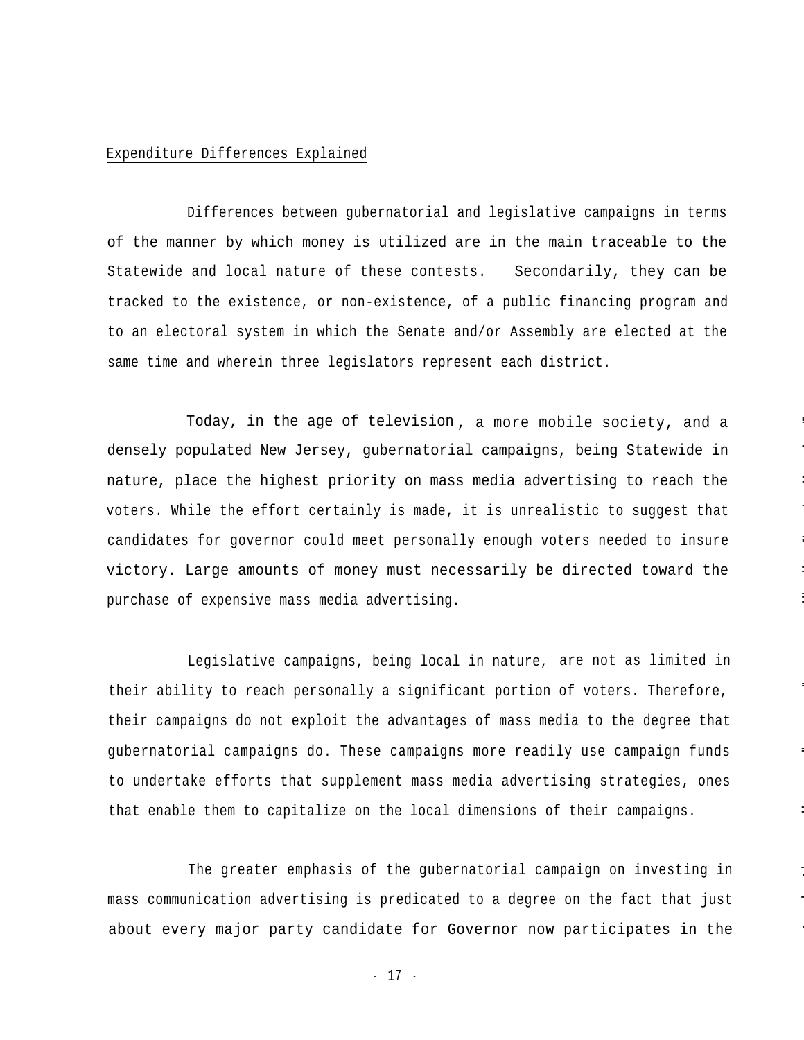Expenditure Differences Explained

Differences between gubernatorial and legislative campaigns in terms of the manner by which money is utilized are in the main traceable to the Statewide and local nature of these contests. Secondarily, they can be tracked to the existence, or non-existence, of a public financing program and to an electoral system in which the Senate and/or Assembly are elected at the same time and wherein three legislators represent each district.

Today, in the age of television, a more mobile society, and a densely populated New Jersey, gubernatorial campaigns, being Statewide in nature, place the highest priority on mass media advertising to reach the voters. While the effort certainly is made, it is unrealistic to suggest that candidates for governor could meet personally enough voters needed to insure victory. Large amounts of money must necessarily be directed toward the purchase of expensive mass media advertising.

Legislative campaigns, being local in nature, are not as limited in their ability to reach personally a significant portion of voters. Therefore, their campaigns do not exploit the advantages of mass media to the degree that gubernatorial campaigns do. These campaigns more readily use campaign funds to undertake efforts that supplement mass media advertising strategies, ones that enable them to capitalize on the local dimensions of their campaigns.

The greater emphasis of the gubernatorial campaign on investing in mass communication advertising is predicated to a degree on the fact that just about every major party candidate for Governor now participates in the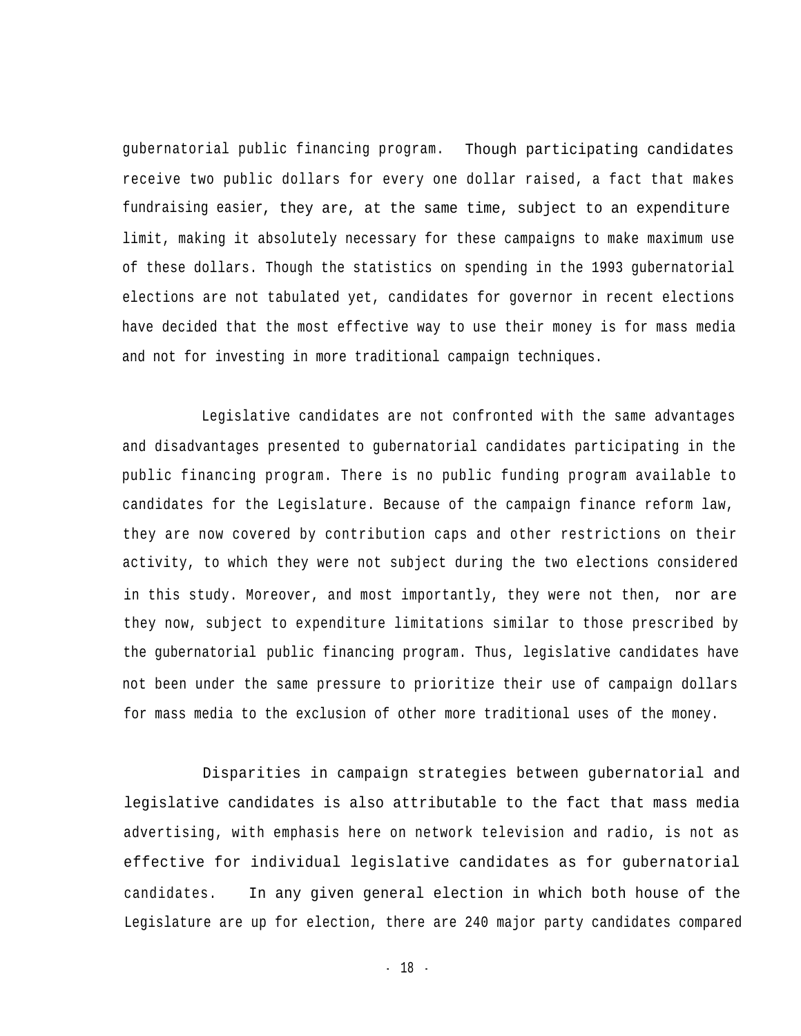gubernatorial public financing program. Though participating candidates receive two public dollars for every one dollar raised, a fact that makes fundraising easier, they are, at the same time, subject to an expenditure limit, making it absolutely necessary for these campaigns to make maximum use of these dollars. Though the statistics on spending in the 1993 gubernatorial elections are not tabulated yet, candidates for governor in recent elections have decided that the most effective way to use their money is for mass media and not for investing in more traditional campaign techniques.

Legislative candidates are not confronted with the same advantages and disadvantages presented to gubernatorial candidates participating in the public financing program. There is no public funding program available to candidates for the Legislature. Because of the campaign finance reform law, they are now covered by contribution caps and other restrictions on their activity, to which they were not subject during the two elections considered in this study. Moreover, and most importantly, they were not then, nor are they now, subject to expenditure limitations similar to those prescribed by the gubernatorial public financing program. Thus, legislative candidates have not been under the same pressure to prioritize their use of campaign dollars for mass media to the exclusion of other more traditional uses of the money.

Disparities in campaign strategies between gubernatorial and legislative candidates is also attributable to the fact that mass media advertising, with emphasis here on network television and radio, is not as effective for individual legislative candidates as for gubernatorial candidates. In any given general election in which both house of the Legislature are up for election, there are 240 major party candidates compared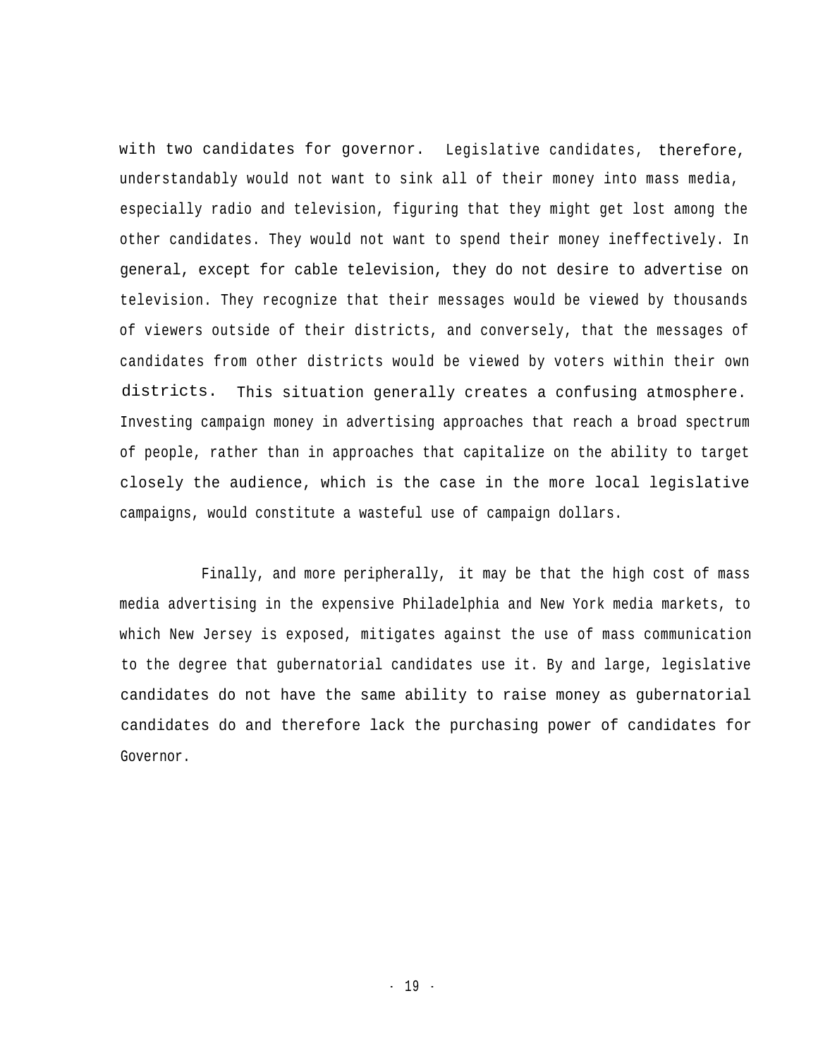with two candidates for governor. Legislative candidates, therefore, understandably would not want to sink all of their money into mass media, especially radio and television, figuring that they might get lost among the other candidates. They would not want to spend their money ineffectively. In general, except for cable television, they do not desire to advertise on television. They recognize that their messages would be viewed by thousands of viewers outside of their districts, and conversely, that the messages of candidates from other districts would be viewed by voters within their own districts. This situation generally creates a confusing atmosphere. Investing campaign money in advertising approaches that reach a broad spectrum of people, rather than in approaches that capitalize on the ability to target closely the audience, which is the case in the more local legislative campaigns, would constitute a wasteful use of campaign dollars.

Finally, and more peripherally, it may be that the high cost of mass media advertising in the expensive Philadelphia and New York media markets, to which New Jersey is exposed, mitigates against the use of mass communication to the degree that gubernatorial candidates use it. By and large, legislative candidates do not have the same ability to raise money as gubernatorial candidates do and therefore lack the purchasing power of candidates for Governor.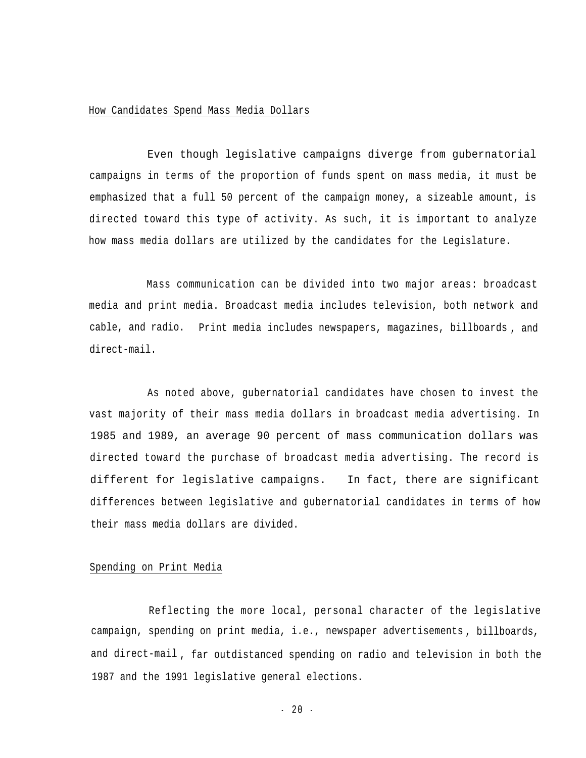## How Candidates Spend Mass Media Dollars

Even though legislative campaigns diverge from gubernatorial campaigns in terms of the proportion of funds spent on mass media, it must be emphasized that a full 50 percent of the campaign money, a sizeable amount, is directed toward this type of activity. As such, it is important to analyze how mass media dollars are utilized by the candidates for the Legislature.

Mass communication can be divided into two major areas: broadcast media and print media. Broadcast media includes television, both network and cable, and radio. Print media includes newspapers, magazines, billboards, and direct-mail.

As noted above, gubernatorial candidates have chosen to invest the vast majority of their mass media dollars in broadcast media advertising. In 1985 and 1989, an average 90 percent of mass communication dollars was directed toward the purchase of broadcast media advertising. The record is different for legislative campaigns. In fact, there are significant differences between legislative and gubernatorial candidates in terms of how their mass media dollars are divided.

## Spending on Print Media

Reflecting the more local, personal character of the legislative campaign, spending on print media, i.e., newspaper advertisements, billboards, and direct-mail, far outdistanced spending on radio and television in both the 1987 and the 1991 legislative general elections.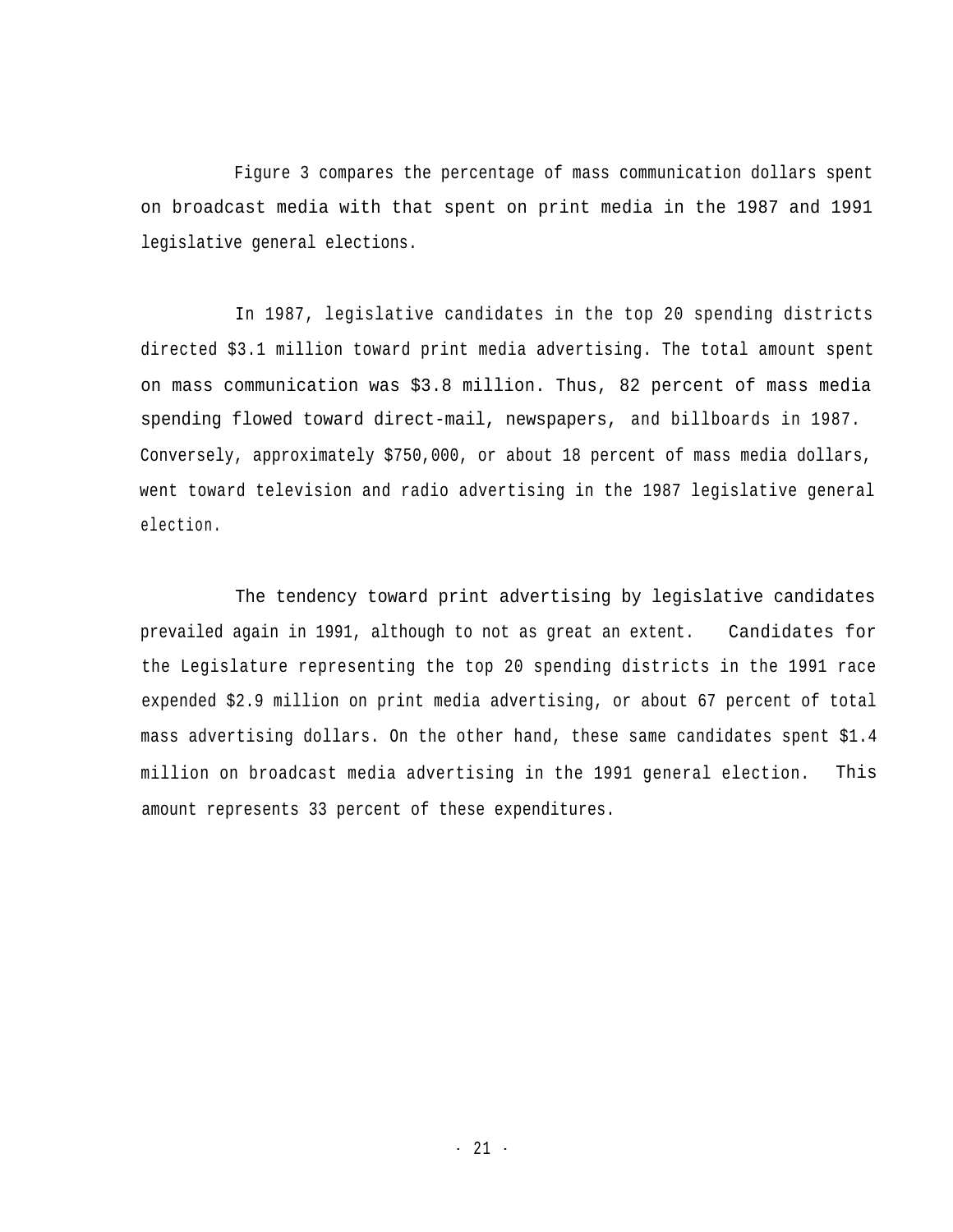Figure 3 compares the percentage of mass communication dollars spent on broadcast media with that spent on print media in the 1987 and 1991 legislative general elections.

In 1987, legislative candidates in the top 20 spending districts directed $3.1 million toward print media advertising. The total amount spent on mass communication was $3.8 million. Thus, 82 percent of mass media spending flowed toward direct-mail, newspapers, and billboards in 1987. Conversely, approximately $750,000, or about 18 percent of mass media dollars, went toward television and radio advertising in the 1987 legislative general election.

The tendency toward print advertising by legislative candidates prevailed again in 1991, although to not as great an extent. Candidates for the Legislature representing the top 20 spending districts in the 1991 race expended $2.9 million on print media advertising, or about 67 percent of total mass advertising dollars. On the other hand, these same candidates spent $1.4 million on broadcast media advertising in the 1991 general election. This amount represents 33 percent of these expenditures.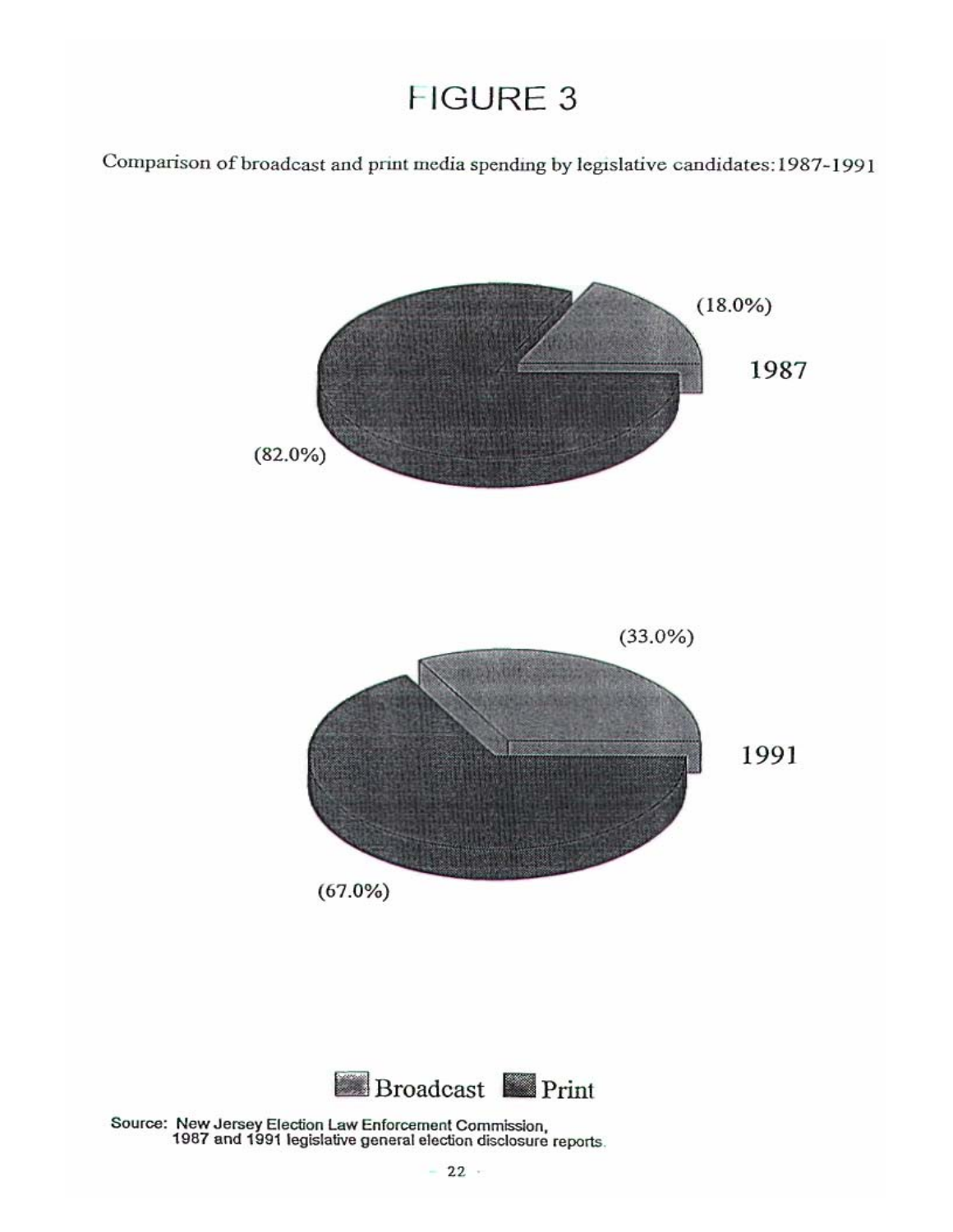# FIGURE 3

Comparison of broadcast and print media spending by legislative candidates: 1987-1991

1987

(18.0%)

(82.0%)

1991

(33.0%)

(67.0%)

Broadcast Print

Source: New Jersey Election Law Enforcement Commission, 1987 and 1991 legislative general election disclosure reports.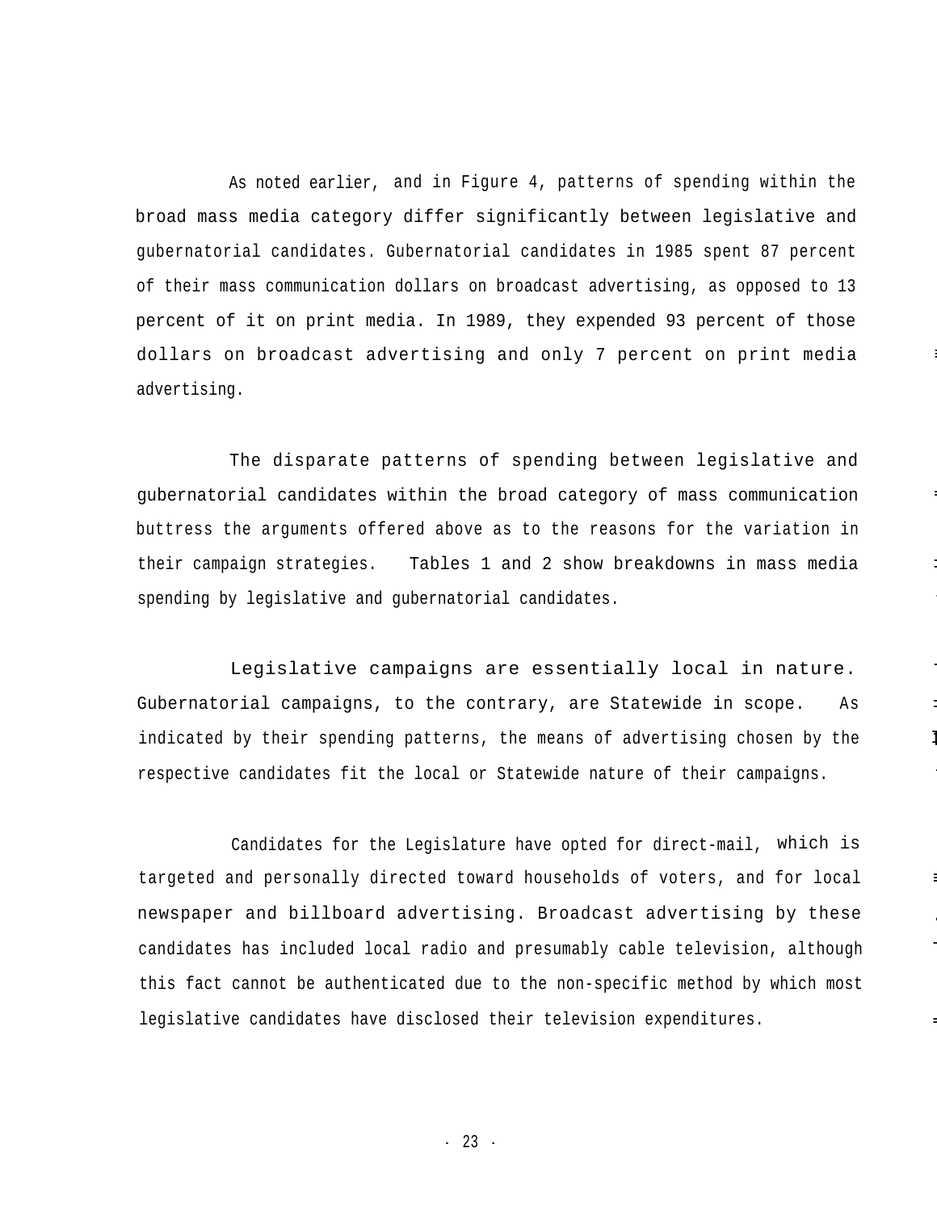As noted earlier, and in Figure 4, patterns of spending within the broad mass media category differ significantly between legislative and gubernatorial candidates. Gubernatorial candidates in 1985 spent 87 percent of their mass communication dollars on broadcast advertising, as opposed to 13 percent of it on print media. In 1989, they expended 93 percent of those dollars on broadcast advertising and only 7 percent on print media advertising.

The disparate patterns of spending between legislative and gubernatorial candidates within the broad category of mass communication buttress the arguments offered above as to the reasons for the variation in their campaign strategies. Tables 1 and 2 show breakdowns in mass media spending by legislative and gubernatorial candidates.

Legislative campaigns are essentially local in nature. Gubernatorial campaigns, to the contrary, are Statewide in scope. As indicated by their spending patterns, the means of advertising chosen by the respective candidates fit the local or Statewide nature of their campaigns.

Candidates for the Legislature have opted for direct-mail, which is targeted and personally directed toward households of voters, and for local newspaper and billboard advertising. Broadcast advertising by these candidates has included local radio and presumably cable television, although this fact cannot be authenticated due to the non-specific method by which most legislative candidates have disclosed their television expenditures.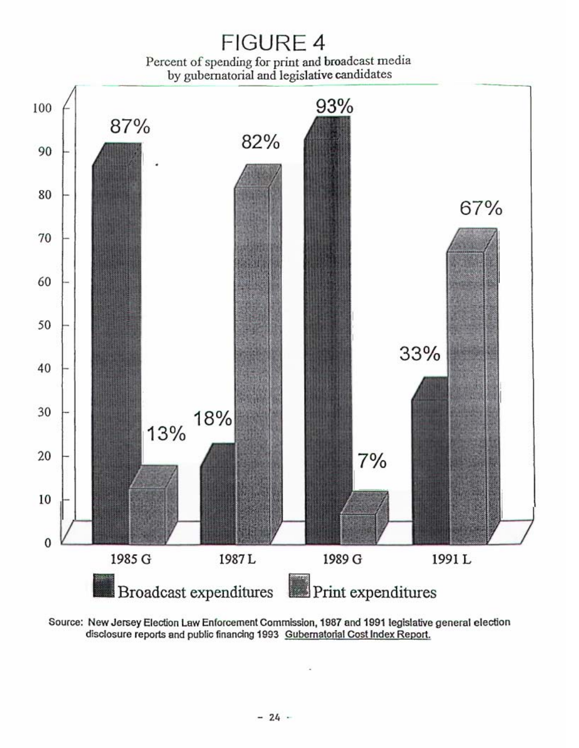# FIGURE 4

Percent of spending for print and broadcast media by gubernatorial and legislative candidates

| | Broadcast expenditures | Print expenditures |
|---|---|---|
| 1985 G | 87% | 13% |
| 1987 L | 18% | 82% |
| 1989 G | 93% | 7% |
| 1991 L | 33% | 67% |

Source: New Jersey Election Law Enforcement Commission, 1987 and 1991 legislative general election disclosure reports and public financing 1993 Gubernatorial Cost Index Report.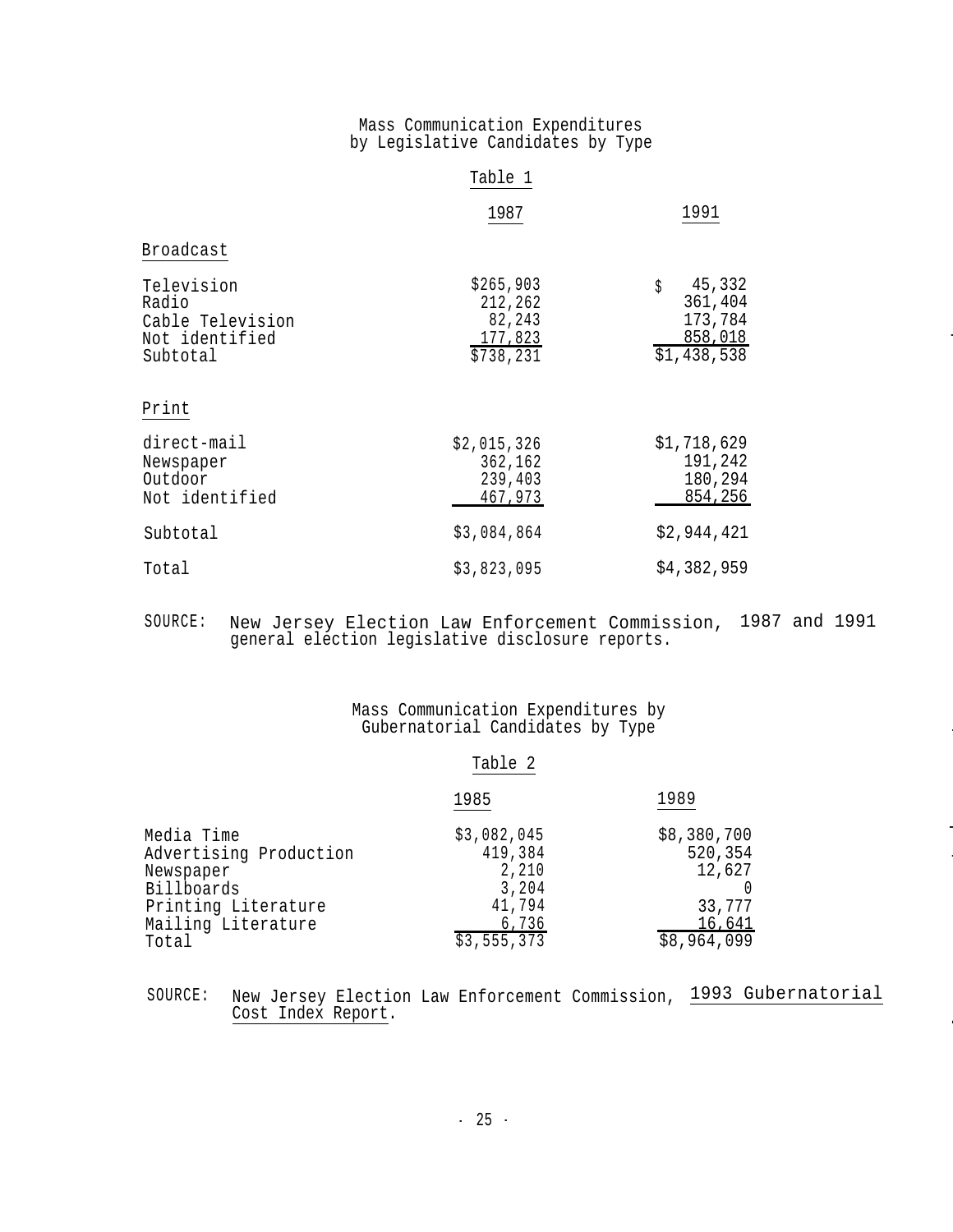Mass Communication Expenditures
by Legislative Candidates by Type

Table 1

| | 1987 | 1991 |
|---|---|---|
| **Broadcast** | | |
| Television | $265,903 | $ 45,332 |
| Radio | 212,262 | 361,404 |
| Cable Television | 82,243 | 173,784 |
| Not identified | 177,823 | 858,018 |
| Subtotal | $738,231 | $1,438,538 |
| **Print** | | |
| direct-mail | $2,015,326 | $1,718,629 |
| Newspaper | 362,162 | 191,242 |
| Outdoor | 239,403 | 180,294 |
| Not identified | 467,973 | 854,256 |
| Subtotal | $3,084,864 | $2,944,421 |
| Total | $3,823,095 | $4,382,959 |

SOURCE: New Jersey Election Law Enforcement Commission, 1987 and 1991 general election legislative disclosure reports.

Mass Communication Expenditures by
Gubernatorial Candidates by Type

Table 2

| | 1985 | 1989 |
|---|---|---|
| Media Time | $3,082,045 | $8,380,700 |
| Advertising Production | 419,384 | 520,354 |
| Newspaper | 2,210 | 12,627 |
| Billboards | 3,204 | 0 |
| Printing Literature | 41,794 | 33,777 |
| Mailing Literature | 6,736 | 16,641 |
| Total | $3,555,373 | $8,964,099 |

SOURCE: New Jersey Election Law Enforcement Commission, *1993 Gubernatorial Cost Index Report*.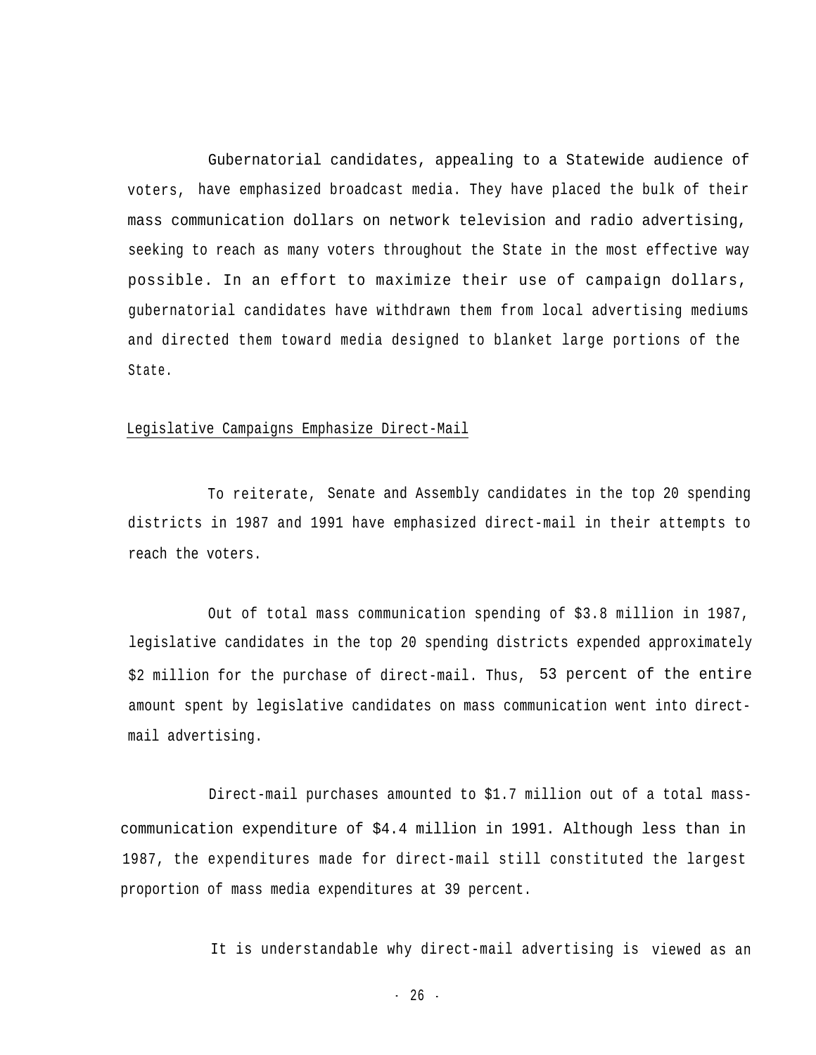Gubernatorial candidates, appealing to a Statewide audience of voters, have emphasized broadcast media. They have placed the bulk of their mass communication dollars on network television and radio advertising, seeking to reach as many voters throughout the State in the most effective way possible. In an effort to maximize their use of campaign dollars, gubernatorial candidates have withdrawn them from local advertising mediums and directed them toward media designed to blanket large portions of the State.

## Legislative Campaigns Emphasize Direct-Mail

To reiterate, Senate and Assembly candidates in the top 20 spending districts in 1987 and 1991 have emphasized direct-mail in their attempts to reach the voters.

Out of total mass communication spending of $3.8 million in 1987, legislative candidates in the top 20 spending districts expended approximately $2 million for the purchase of direct-mail. Thus, 53 percent of the entire amount spent by legislative candidates on mass communication went into direct-mail advertising.

Direct-mail purchases amounted to $1.7 million out of a total mass-communication expenditure of $4.4 million in 1991. Although less than in 1987, the expenditures made for direct-mail still constituted the largest proportion of mass media expenditures at 39 percent.

It is understandable why direct-mail advertising is viewed as an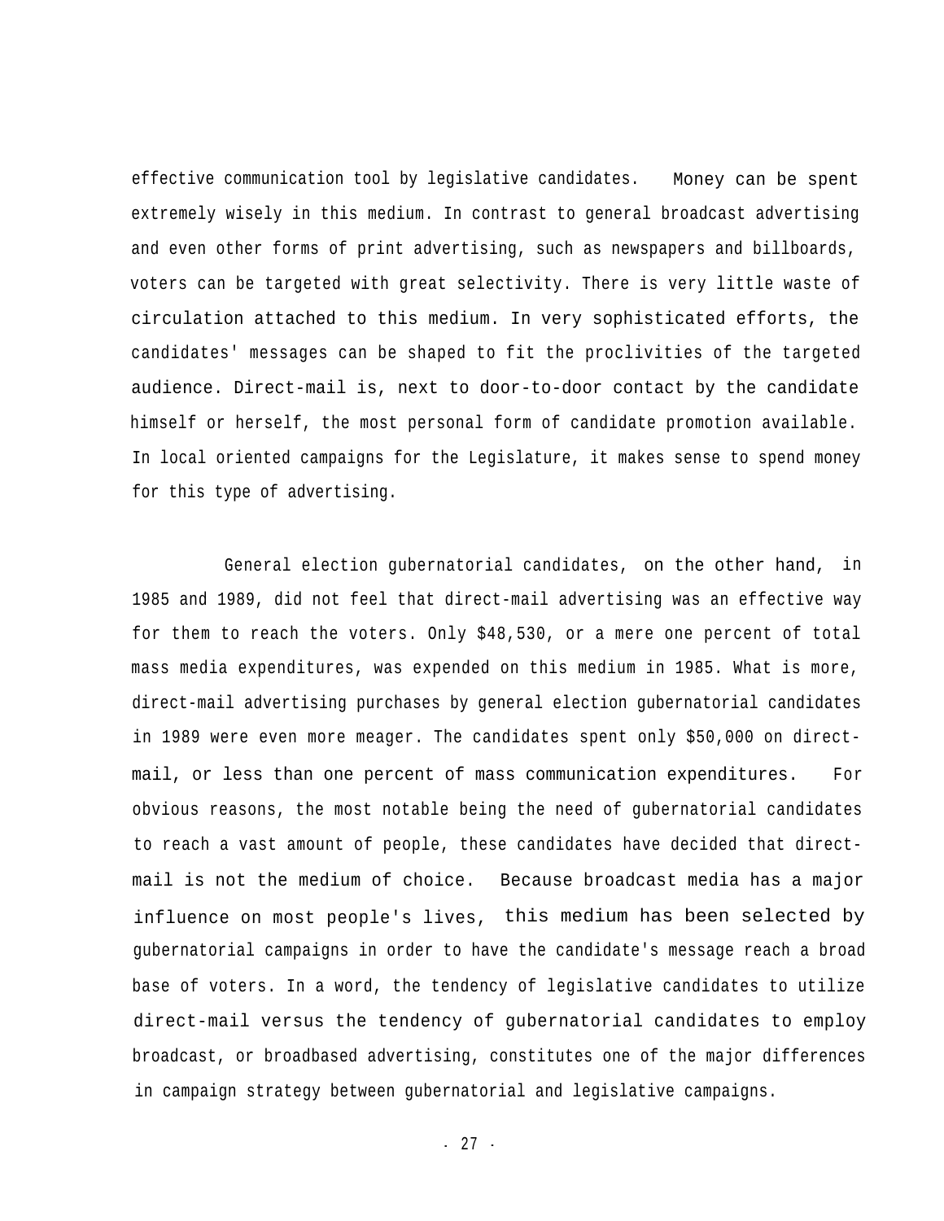effective communication tool by legislative candidates. Money can be spent extremely wisely in this medium. In contrast to general broadcast advertising and even other forms of print advertising, such as newspapers and billboards, voters can be targeted with great selectivity. There is very little waste of circulation attached to this medium. In very sophisticated efforts, the candidates' messages can be shaped to fit the proclivities of the targeted audience. Direct-mail is, next to door-to-door contact by the candidate himself or herself, the most personal form of candidate promotion available. In local oriented campaigns for the Legislature, it makes sense to spend money for this type of advertising.

General election gubernatorial candidates, on the other hand, in 1985 and 1989, did not feel that direct-mail advertising was an effective way for them to reach the voters. Only $48,530, or a mere one percent of total mass media expenditures, was expended on this medium in 1985. What is more, direct-mail advertising purchases by general election gubernatorial candidates in 1989 were even more meager. The candidates spent only $50,000 on direct-mail, or less than one percent of mass communication expenditures. For obvious reasons, the most notable being the need of gubernatorial candidates to reach a vast amount of people, these candidates have decided that direct-mail is not the medium of choice. Because broadcast media has a major influence on most people's lives, this medium has been selected by gubernatorial campaigns in order to have the candidate's message reach a broad base of voters. In a word, the tendency of legislative candidates to utilize direct-mail versus the tendency of gubernatorial candidates to employ broadcast, or broadbased advertising, constitutes one of the major differences in campaign strategy between gubernatorial and legislative campaigns.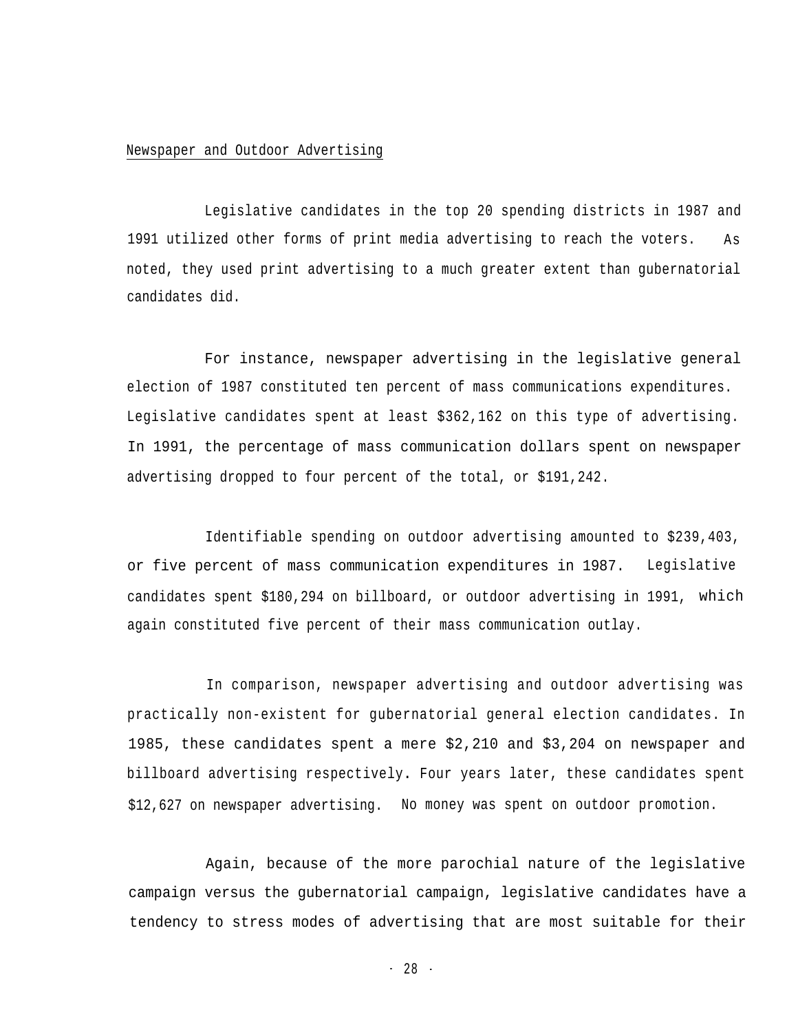## Newspaper and Outdoor Advertising

Legislative candidates in the top 20 spending districts in 1987 and 1991 utilized other forms of print media advertising to reach the voters. As noted, they used print advertising to a much greater extent than gubernatorial candidates did.

For instance, newspaper advertising in the legislative general election of 1987 constituted ten percent of mass communications expenditures. Legislative candidates spent at least $362,162 on this type of advertising. In 1991, the percentage of mass communication dollars spent on newspaper advertising dropped to four percent of the total, or $191,242.

Identifiable spending on outdoor advertising amounted to $239,403, or five percent of mass communication expenditures in 1987. Legislative candidates spent $180,294 on billboard, or outdoor advertising in 1991, which again constituted five percent of their mass communication outlay.

In comparison, newspaper advertising and outdoor advertising was practically non-existent for gubernatorial general election candidates. In 1985, these candidates spent a mere $2,210 and $3,204 on newspaper and billboard advertising respectively. Four years later, these candidates spent $12,627 on newspaper advertising. No money was spent on outdoor promotion.

Again, because of the more parochial nature of the legislative campaign versus the gubernatorial campaign, legislative candidates have a tendency to stress modes of advertising that are most suitable for their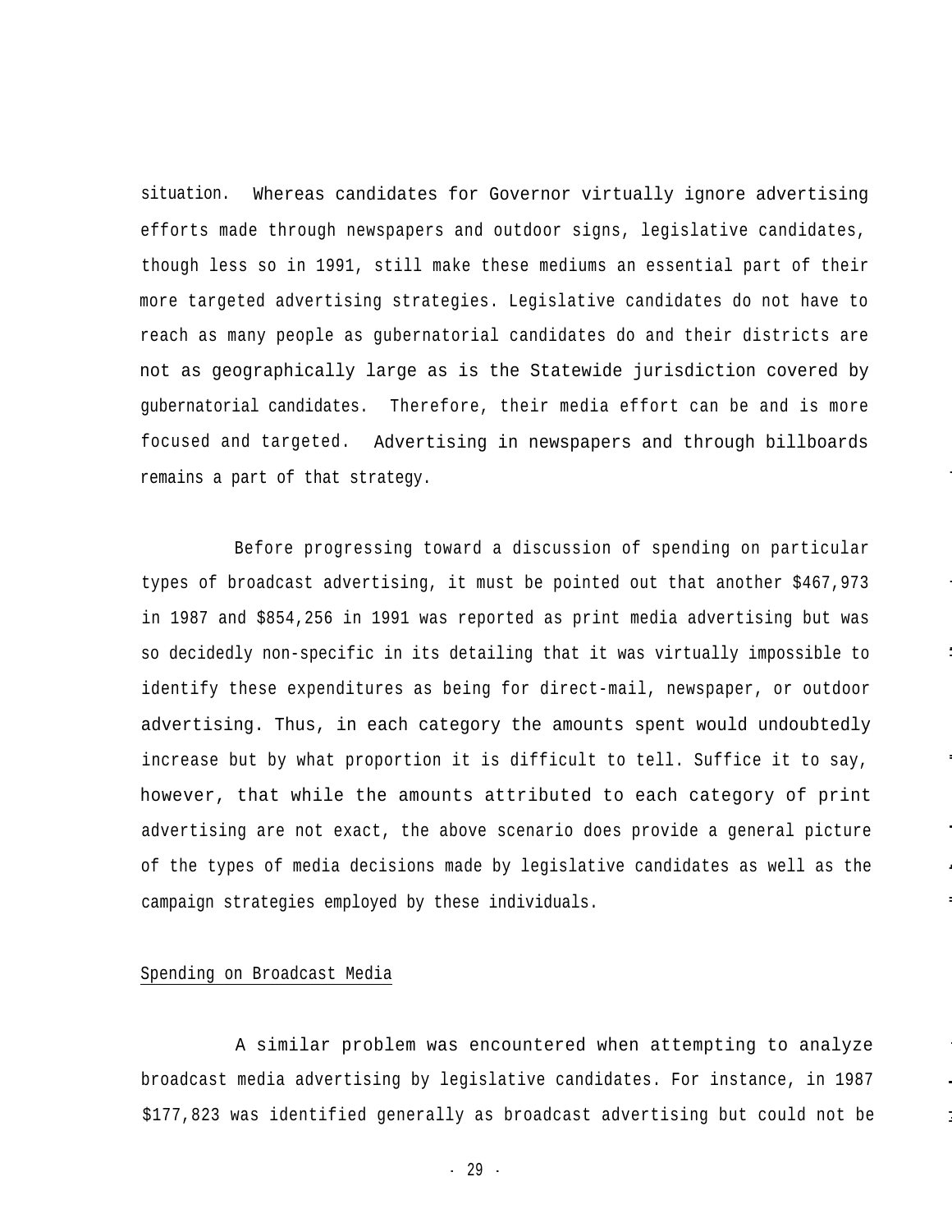situation. Whereas candidates for Governor virtually ignore advertising efforts made through newspapers and outdoor signs, legislative candidates, though less so in 1991, still make these mediums an essential part of their more targeted advertising strategies. Legislative candidates do not have to reach as many people as gubernatorial candidates do and their districts are not as geographically large as is the Statewide jurisdiction covered by gubernatorial candidates. Therefore, their media effort can be and is more focused and targeted. Advertising in newspapers and through billboards remains a part of that strategy.

Before progressing toward a discussion of spending on particular types of broadcast advertising, it must be pointed out that another $467,973 in 1987 and $854,256 in 1991 was reported as print media advertising but was so decidedly non-specific in its detailing that it was virtually impossible to identify these expenditures as being for direct-mail, newspaper, or outdoor advertising. Thus, in each category the amounts spent would undoubtedly increase but by what proportion it is difficult to tell. Suffice it to say, however, that while the amounts attributed to each category of print advertising are not exact, the above scenario does provide a general picture of the types of media decisions made by legislative candidates as well as the campaign strategies employed by these individuals.

Spending on Broadcast Media

A similar problem was encountered when attempting to analyze broadcast media advertising by legislative candidates. For instance, in 1987 $177,823 was identified generally as broadcast advertising but could not be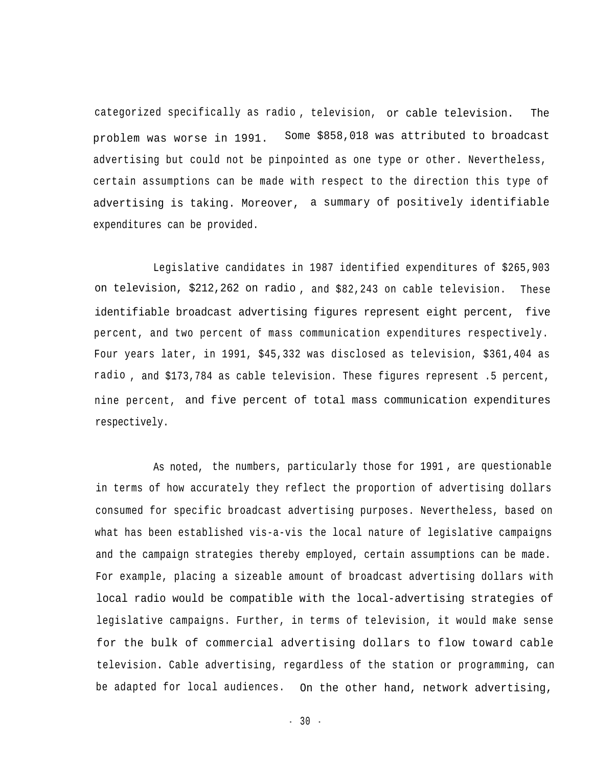categorized specifically as radio, television, or cable television. The problem was worse in 1991. Some $858,018 was attributed to broadcast advertising but could not be pinpointed as one type or other. Nevertheless, certain assumptions can be made with respect to the direction this type of advertising is taking. Moreover, a summary of positively identifiable expenditures can be provided.

Legislative candidates in 1987 identified expenditures of $265,903 on television, $212,262 on radio, and $82,243 on cable television. These identifiable broadcast advertising figures represent eight percent, five percent, and two percent of mass communication expenditures respectively. Four years later, in 1991, $45,332 was disclosed as television, $361,404 as radio, and $173,784 as cable television. These figures represent .5 percent, nine percent, and five percent of total mass communication expenditures respectively.

As noted, the numbers, particularly those for 1991, are questionable in terms of how accurately they reflect the proportion of advertising dollars consumed for specific broadcast advertising purposes. Nevertheless, based on what has been established vis-a-vis the local nature of legislative campaigns and the campaign strategies thereby employed, certain assumptions can be made. For example, placing a sizeable amount of broadcast advertising dollars with local radio would be compatible with the local-advertising strategies of legislative campaigns. Further, in terms of television, it would make sense for the bulk of commercial advertising dollars to flow toward cable television. Cable advertising, regardless of the station or programming, can be adapted for local audiences. On the other hand, network advertising,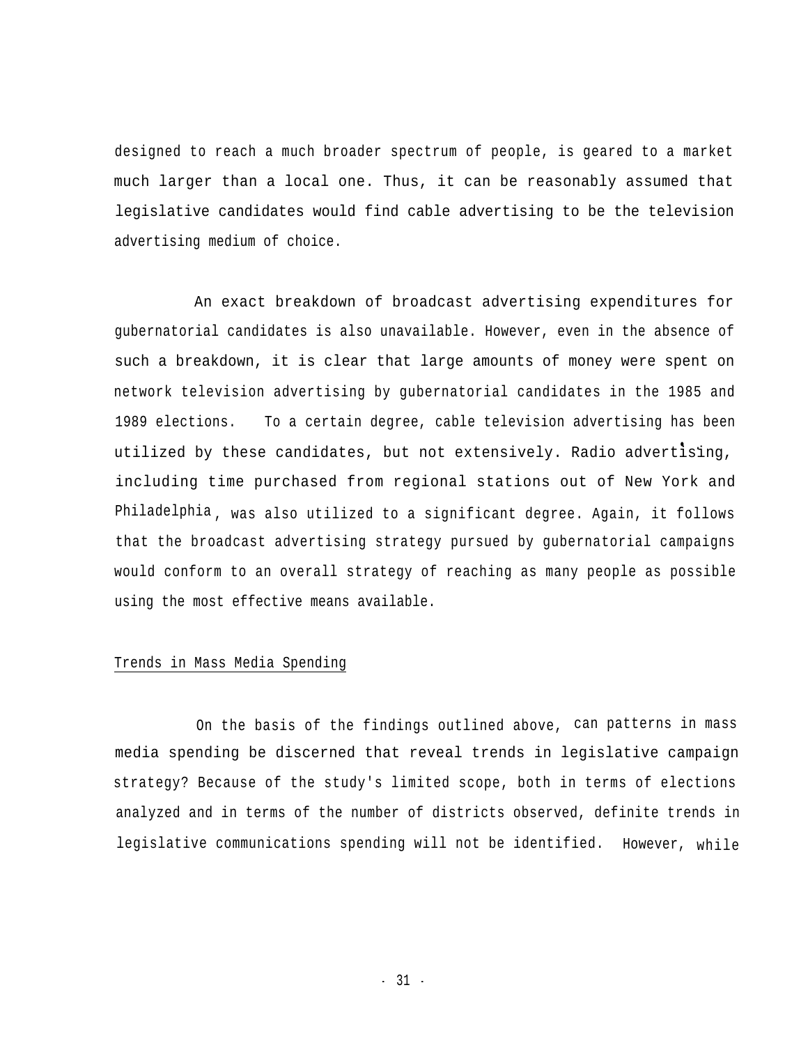designed to reach a much broader spectrum of people, is geared to a market much larger than a local one. Thus, it can be reasonably assumed that legislative candidates would find cable advertising to be the television advertising medium of choice.

An exact breakdown of broadcast advertising expenditures for gubernatorial candidates is also unavailable. However, even in the absence of such a breakdown, it is clear that large amounts of money were spent on network television advertising by gubernatorial candidates in the 1985 and 1989 elections. To a certain degree, cable television advertising has been utilized by these candidates, but not extensively. Radio advertising, including time purchased from regional stations out of New York and Philadelphia, was also utilized to a significant degree. Again, it follows that the broadcast advertising strategy pursued by gubernatorial campaigns would conform to an overall strategy of reaching as many people as possible using the most effective means available.

<u>Trends in Mass Media Spending</u>

On the basis of the findings outlined above, can patterns in mass media spending be discerned that reveal trends in legislative campaign strategy? Because of the study's limited scope, both in terms of elections analyzed and in terms of the number of districts observed, definite trends in legislative communications spending will not be identified. However, while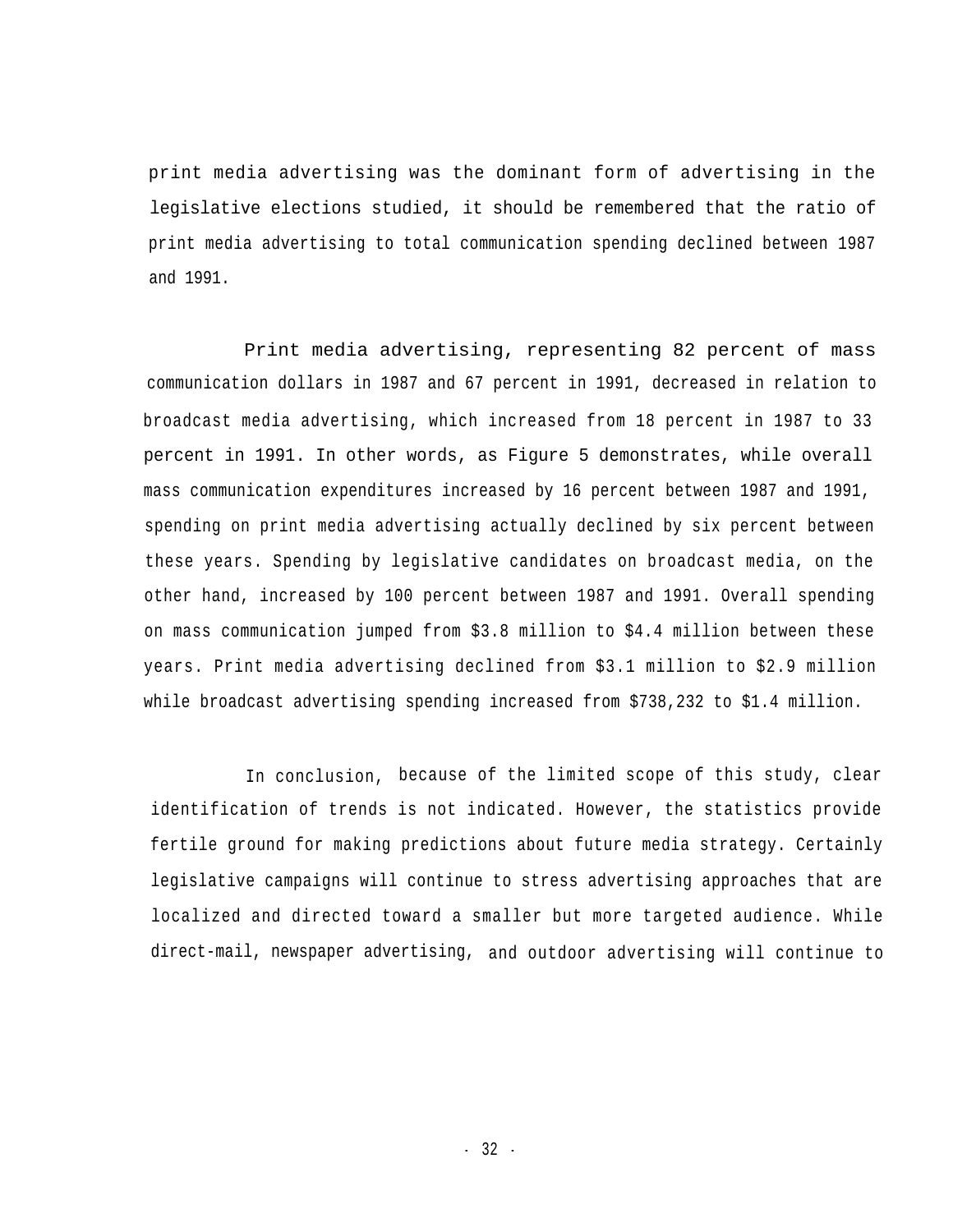print media advertising was the dominant form of advertising in the legislative elections studied, it should be remembered that the ratio of print media advertising to total communication spending declined between 1987 and 1991.

Print media advertising, representing 82 percent of mass communication dollars in 1987 and 67 percent in 1991, decreased in relation to broadcast media advertising, which increased from 18 percent in 1987 to 33 percent in 1991. In other words, as Figure 5 demonstrates, while overall mass communication expenditures increased by 16 percent between 1987 and 1991, spending on print media advertising actually declined by six percent between these years. Spending by legislative candidates on broadcast media, on the other hand, increased by 100 percent between 1987 and 1991. Overall spending on mass communication jumped from $3.8 million to $4.4 million between these years. Print media advertising declined from $3.1 million to $2.9 million while broadcast advertising spending increased from $738,232 to $1.4 million.

In conclusion, because of the limited scope of this study, clear identification of trends is not indicated. However, the statistics provide fertile ground for making predictions about future media strategy. Certainly legislative campaigns will continue to stress advertising approaches that are localized and directed toward a smaller but more targeted audience. While direct-mail, newspaper advertising, and outdoor advertising will continue to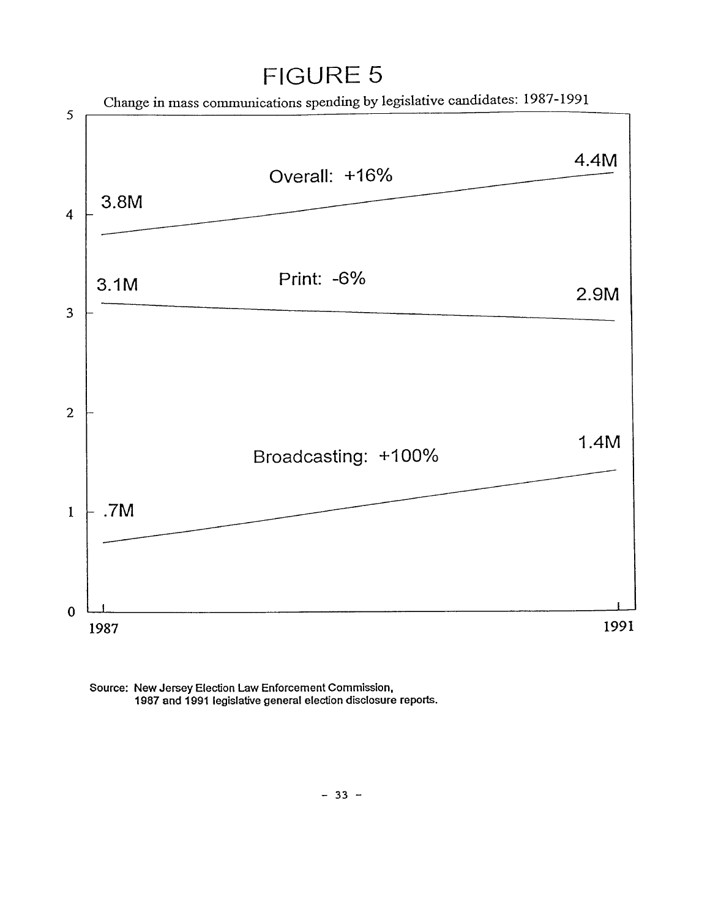# FIGURE 5

Change in mass communications spending by legislative candidates: 1987-1991

| | 1987 | 1991 | Change |
|---|---|---|---|
| Overall | 3.8M | 4.4M | +16% |
| Print | 3.1M | 2.9M | -6% |
| Broadcasting | .7M | 1.4M | +100% |

Source: New Jersey Election Law Enforcement Commission, 1987 and 1991 legislative general election disclosure reports.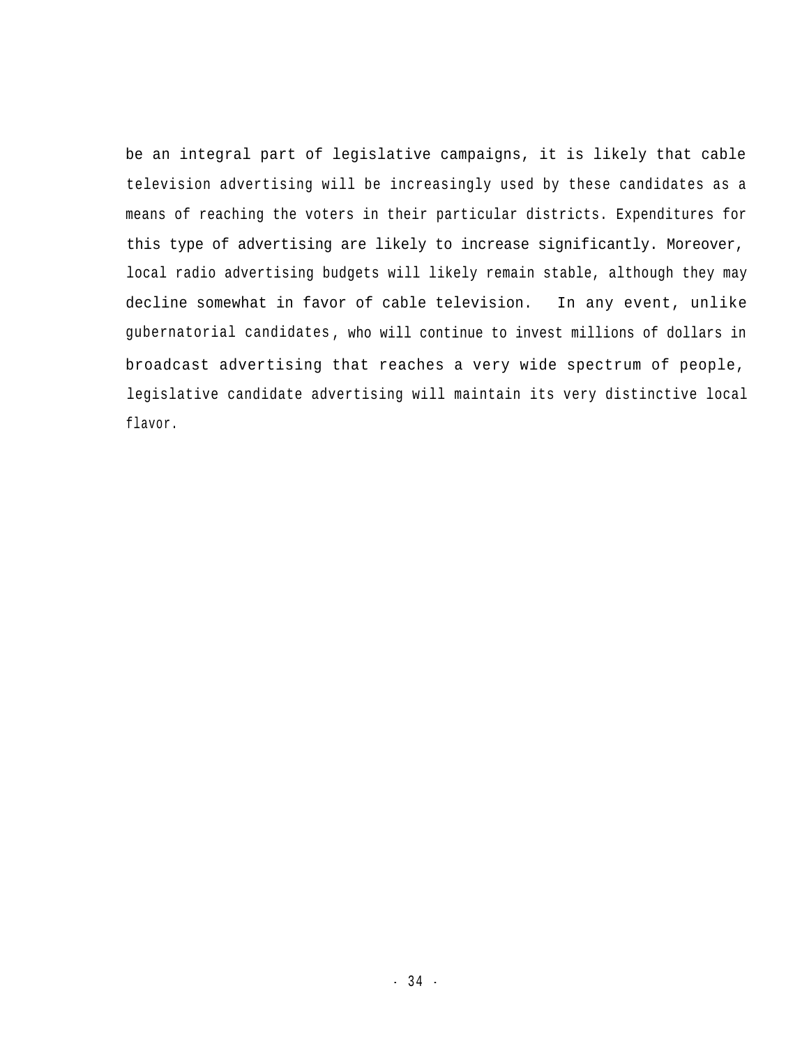be an integral part of legislative campaigns, it is likely that cable television advertising will be increasingly used by these candidates as a means of reaching the voters in their particular districts. Expenditures for this type of advertising are likely to increase significantly. Moreover, local radio advertising budgets will likely remain stable, although they may decline somewhat in favor of cable television. In any event, unlike gubernatorial candidates, who will continue to invest millions of dollars in broadcast advertising that reaches a very wide spectrum of people, legislative candidate advertising will maintain its very distinctive local flavor.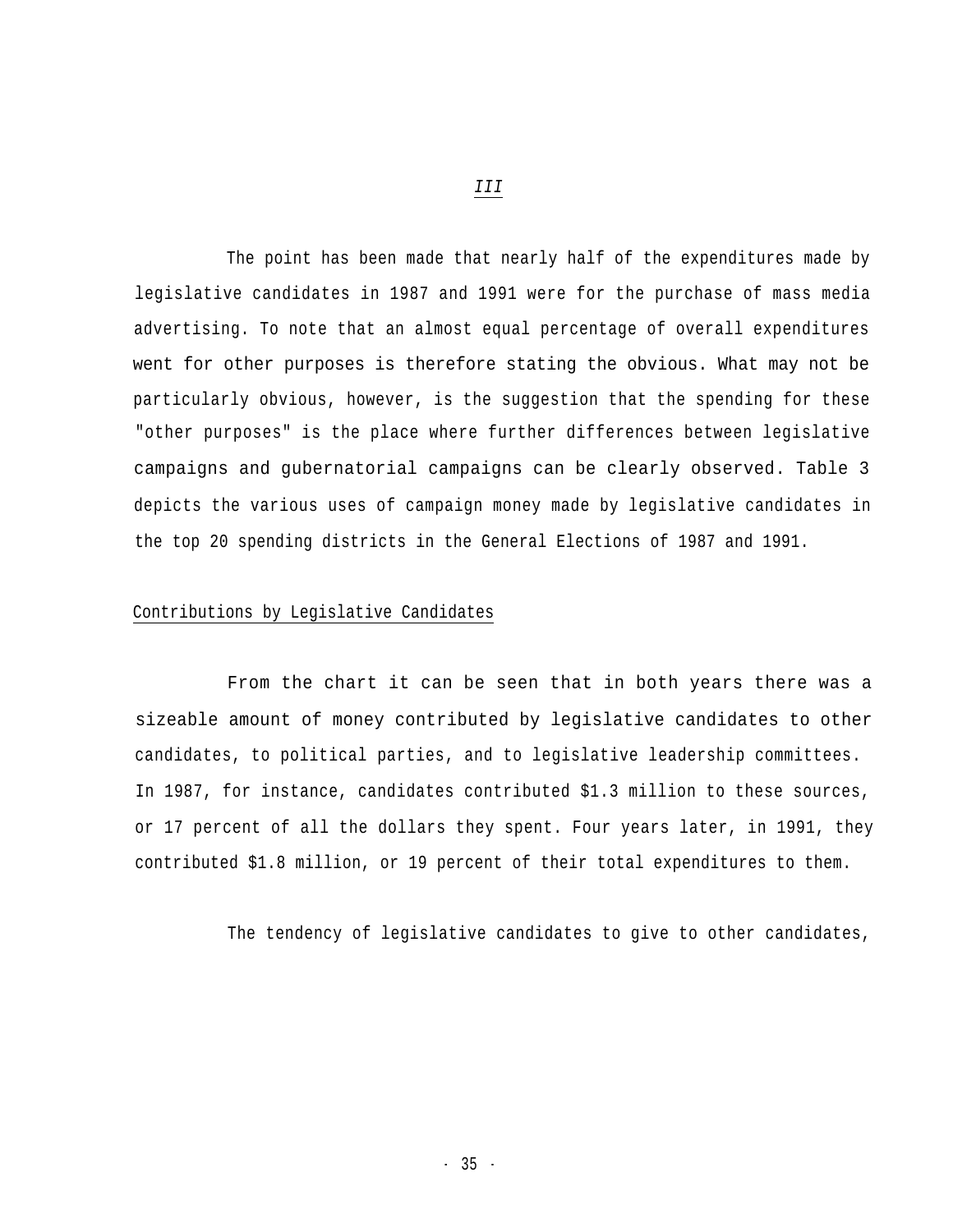*III*

The point has been made that nearly half of the expenditures made by legislative candidates in 1987 and 1991 were for the purchase of mass media advertising. To note that an almost equal percentage of overall expenditures went for other purposes is therefore stating the obvious. What may not be particularly obvious, however, is the suggestion that the spending for these "other purposes" is the place where further differences between legislative campaigns and gubernatorial campaigns can be clearly observed. Table 3 depicts the various uses of campaign money made by legislative candidates in the top 20 spending districts in the General Elections of 1987 and 1991.

Contributions by Legislative Candidates

From the chart it can be seen that in both years there was a sizeable amount of money contributed by legislative candidates to other candidates, to political parties, and to legislative leadership committees. In 1987, for instance, candidates contributed $1.3 million to these sources, or 17 percent of all the dollars they spent. Four years later, in 1991, they contributed $1.8 million, or 19 percent of their total expenditures to them.

The tendency of legislative candidates to give to other candidates,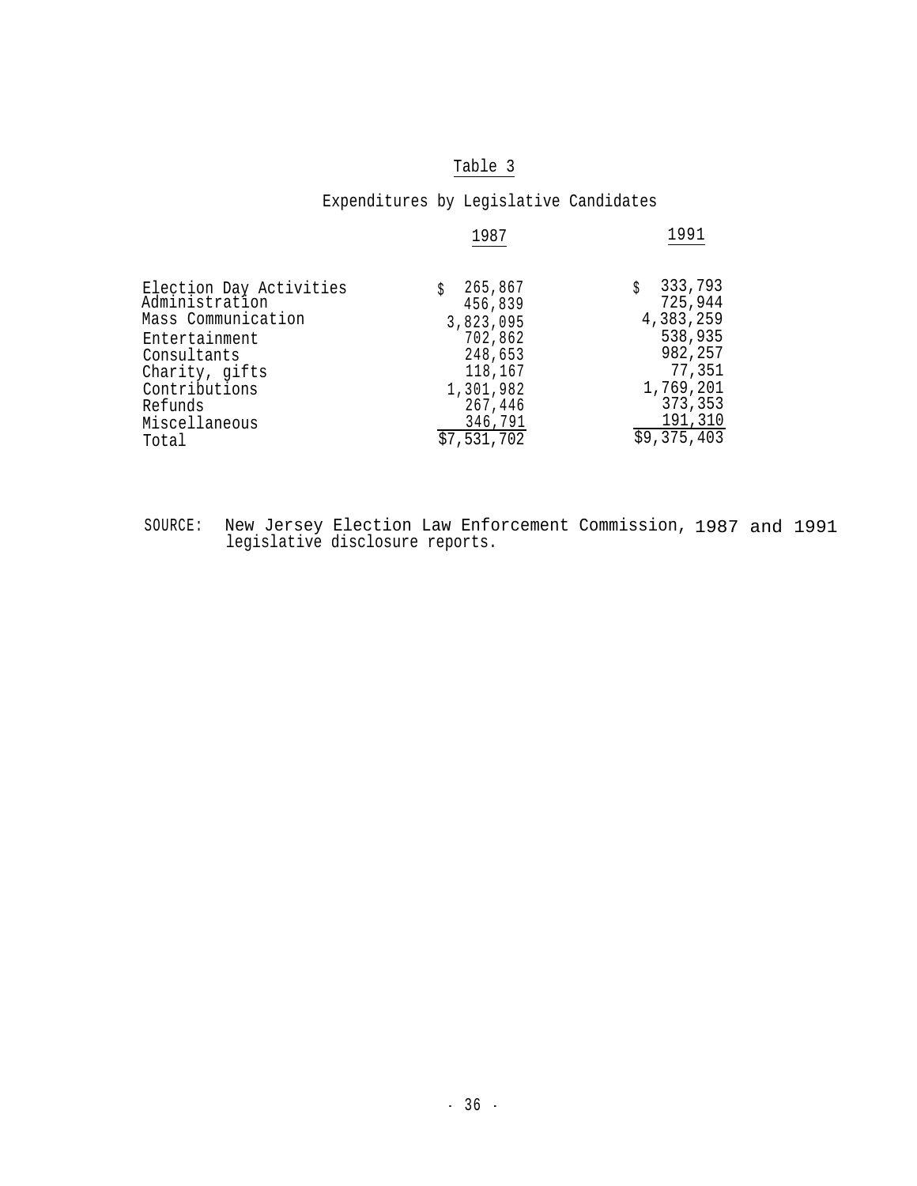Table 3

Expenditures by Legislative Candidates

| | 1987 | 1991 |
|---|---|---|
| Election Day Activities | $ 265,867 | $ 333,793 |
| Administration | 456,839 | 725,944 |
| Mass Communication | 3,823,095 | 4,383,259 |
| Entertainment | 702,862 | 538,935 |
| Consultants | 248,653 | 982,257 |
| Charity, gifts | 118,167 | 77,351 |
| Contributions | 1,301,982 | 1,769,201 |
| Refunds | 267,446 | 373,353 |
| Miscellaneous | 346,791 | 191,310 |
| Total | $7,531,702 | $9,375,403 |

SOURCE: New Jersey Election Law Enforcement Commission, 1987 and 1991 legislative disclosure reports.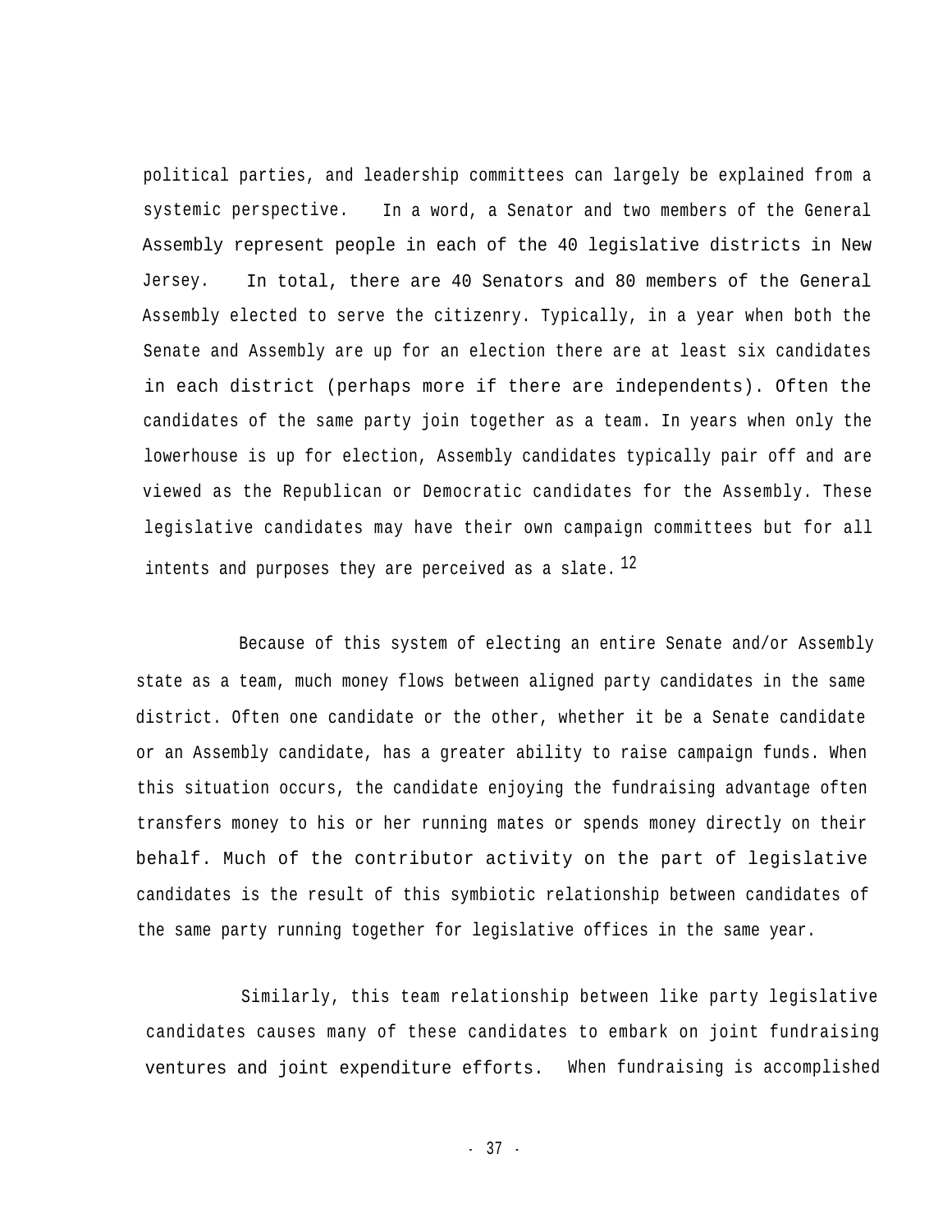political parties, and leadership committees can largely be explained from a systemic perspective. In a word, a Senator and two members of the General Assembly represent people in each of the 40 legislative districts in New Jersey. In total, there are 40 Senators and 80 members of the General Assembly elected to serve the citizenry. Typically, in a year when both the Senate and Assembly are up for an election there are at least six candidates in each district (perhaps more if there are independents). Often the candidates of the same party join together as a team. In years when only the lowerhouse is up for election, Assembly candidates typically pair off and are viewed as the Republican or Democratic candidates for the Assembly. These legislative candidates may have their own campaign committees but for all intents and purposes they are perceived as a slate.[12]

Because of this system of electing an entire Senate and/or Assembly state as a team, much money flows between aligned party candidates in the same district. Often one candidate or the other, whether it be a Senate candidate or an Assembly candidate, has a greater ability to raise campaign funds. When this situation occurs, the candidate enjoying the fundraising advantage often transfers money to his or her running mates or spends money directly on their behalf. Much of the contributor activity on the part of legislative candidates is the result of this symbiotic relationship between candidates of the same party running together for legislative offices in the same year.

Similarly, this team relationship between like party legislative candidates causes many of these candidates to embark on joint fundraising ventures and joint expenditure efforts. When fundraising is accomplished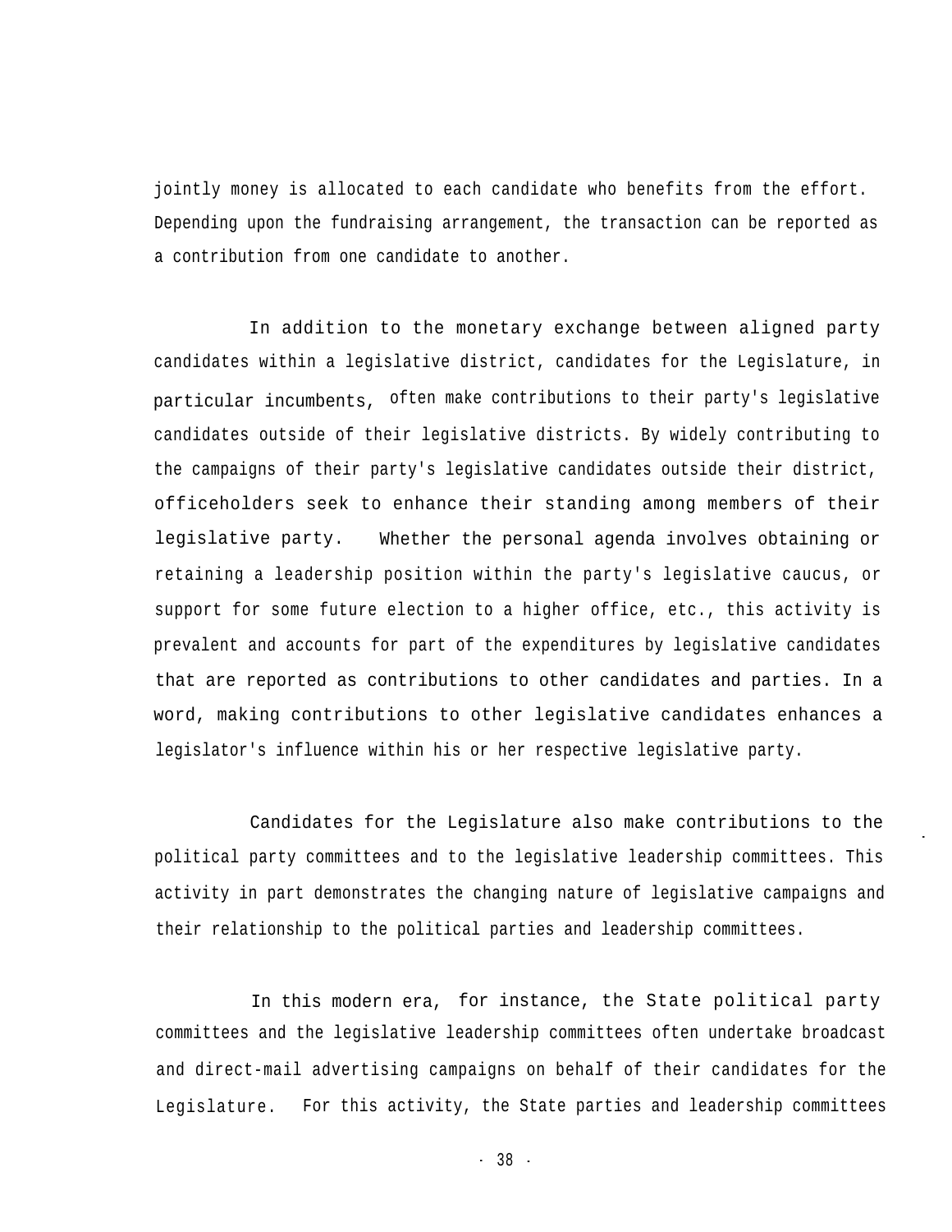jointly money is allocated to each candidate who benefits from the effort. Depending upon the fundraising arrangement, the transaction can be reported as a contribution from one candidate to another.

In addition to the monetary exchange between aligned party candidates within a legislative district, candidates for the Legislature, in particular incumbents, often make contributions to their party's legislative candidates outside of their legislative districts. By widely contributing to the campaigns of their party's legislative candidates outside their district, officeholders seek to enhance their standing among members of their legislative party. Whether the personal agenda involves obtaining or retaining a leadership position within the party's legislative caucus, or support for some future election to a higher office, etc., this activity is prevalent and accounts for part of the expenditures by legislative candidates that are reported as contributions to other candidates and parties. In a word, making contributions to other legislative candidates enhances a legislator's influence within his or her respective legislative party.

Candidates for the Legislature also make contributions to the political party committees and to the legislative leadership committees. This activity in part demonstrates the changing nature of legislative campaigns and their relationship to the political parties and leadership committees.

In this modern era, for instance, the State political party committees and the legislative leadership committees often undertake broadcast and direct-mail advertising campaigns on behalf of their candidates for the Legislature. For this activity, the State parties and leadership committees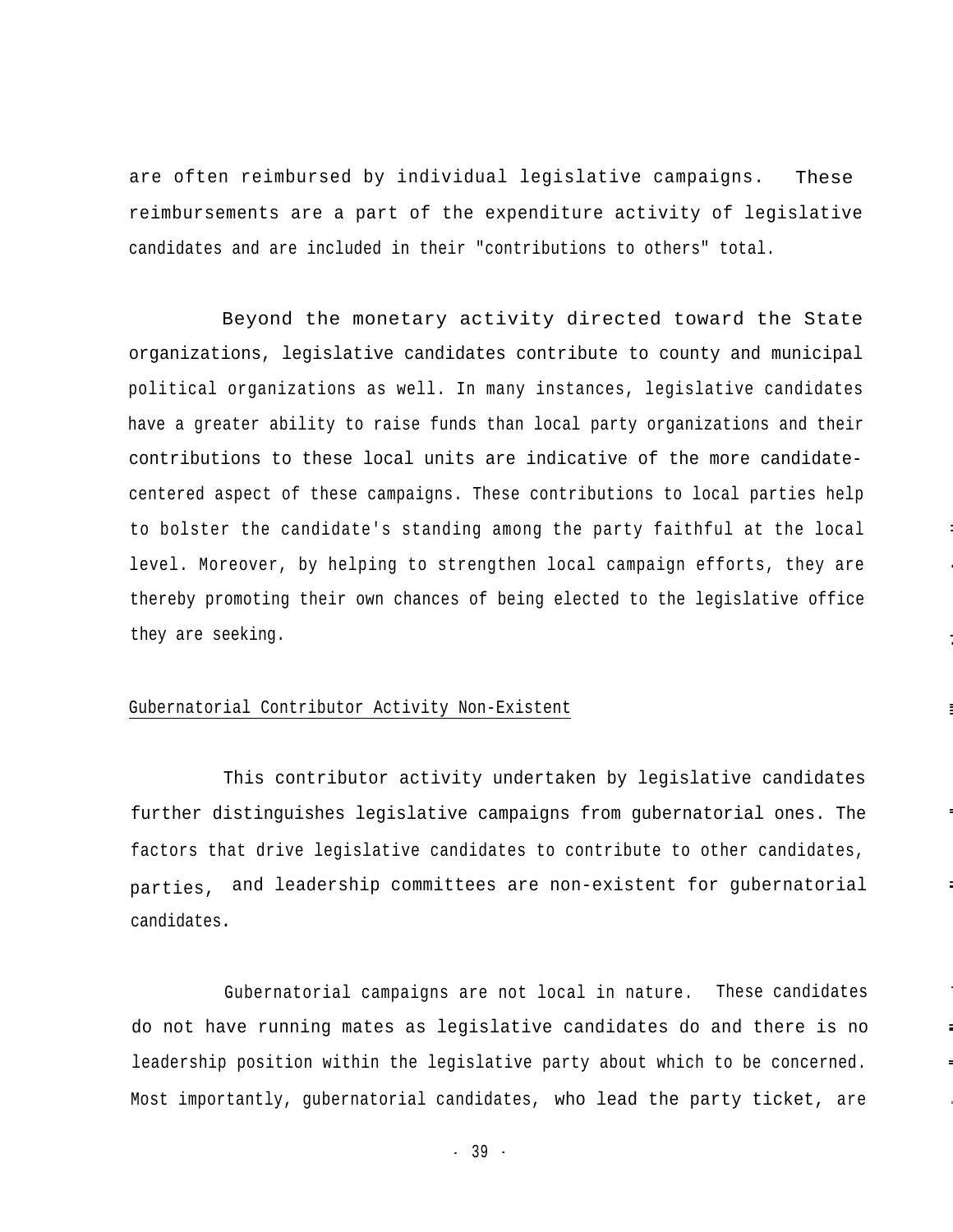are often reimbursed by individual legislative campaigns. These reimbursements are a part of the expenditure activity of legislative candidates and are included in their "contributions to others" total.

Beyond the monetary activity directed toward the State organizations, legislative candidates contribute to county and municipal political organizations as well. In many instances, legislative candidates have a greater ability to raise funds than local party organizations and their contributions to these local units are indicative of the more candidate-centered aspect of these campaigns. These contributions to local parties help to bolster the candidate's standing among the party faithful at the local level. Moreover, by helping to strengthen local campaign efforts, they are thereby promoting their own chances of being elected to the legislative office they are seeking.

## Gubernatorial Contributor Activity Non-Existent

This contributor activity undertaken by legislative candidates further distinguishes legislative campaigns from gubernatorial ones. The factors that drive legislative candidates to contribute to other candidates, parties, and leadership committees are non-existent for gubernatorial candidates.

Gubernatorial campaigns are not local in nature. These candidates do not have running mates as legislative candidates do and there is no leadership position within the legislative party about which to be concerned. Most importantly, gubernatorial candidates, who lead the party ticket, are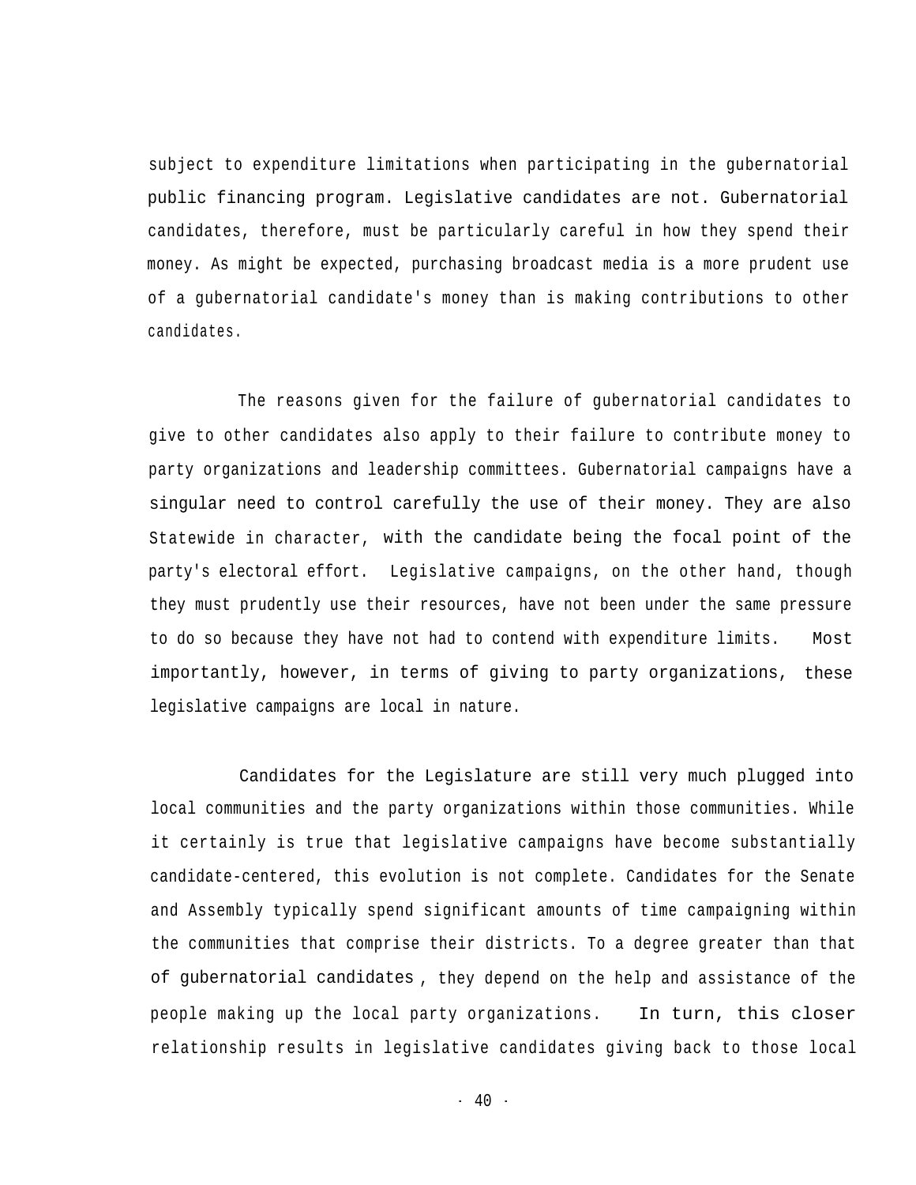subject to expenditure limitations when participating in the gubernatorial public financing program. Legislative candidates are not. Gubernatorial candidates, therefore, must be particularly careful in how they spend their money. As might be expected, purchasing broadcast media is a more prudent use of a gubernatorial candidate's money than is making contributions to other candidates.

The reasons given for the failure of gubernatorial candidates to give to other candidates also apply to their failure to contribute money to party organizations and leadership committees. Gubernatorial campaigns have a singular need to control carefully the use of their money. They are also Statewide in character, with the candidate being the focal point of the party's electoral effort. Legislative campaigns, on the other hand, though they must prudently use their resources, have not been under the same pressure to do so because they have not had to contend with expenditure limits. Most importantly, however, in terms of giving to party organizations, these legislative campaigns are local in nature.

Candidates for the Legislature are still very much plugged into local communities and the party organizations within those communities. While it certainly is true that legislative campaigns have become substantially candidate-centered, this evolution is not complete. Candidates for the Senate and Assembly typically spend significant amounts of time campaigning within the communities that comprise their districts. To a degree greater than that of gubernatorial candidates, they depend on the help and assistance of the people making up the local party organizations. In turn, this closer relationship results in legislative candidates giving back to those local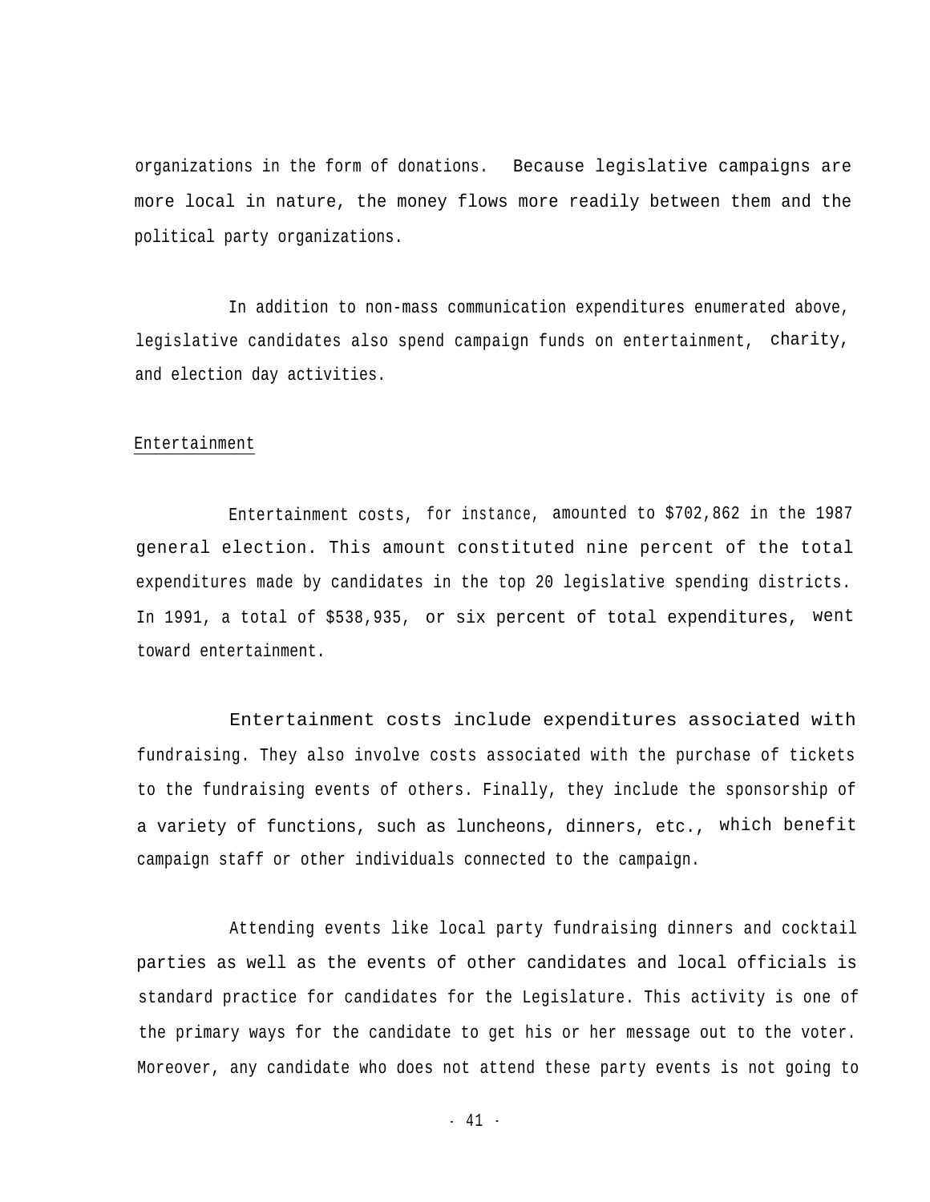organizations in the form of donations. Because legislative campaigns are more local in nature, the money flows more readily between them and the political party organizations.

In addition to non-mass communication expenditures enumerated above, legislative candidates also spend campaign funds on entertainment, charity, and election day activities.

Entertainment

Entertainment costs, for instance, amounted to $702,862 in the 1987 general election. This amount constituted nine percent of the total expenditures made by candidates in the top 20 legislative spending districts. In 1991, a total of $538,935, or six percent of total expenditures, went toward entertainment.

Entertainment costs include expenditures associated with fundraising. They also involve costs associated with the purchase of tickets to the fundraising events of others. Finally, they include the sponsorship of a variety of functions, such as luncheons, dinners, etc., which benefit campaign staff or other individuals connected to the campaign.

Attending events like local party fundraising dinners and cocktail parties as well as the events of other candidates and local officials is standard practice for candidates for the Legislature. This activity is one of the primary ways for the candidate to get his or her message out to the voter. Moreover, any candidate who does not attend these party events is not going to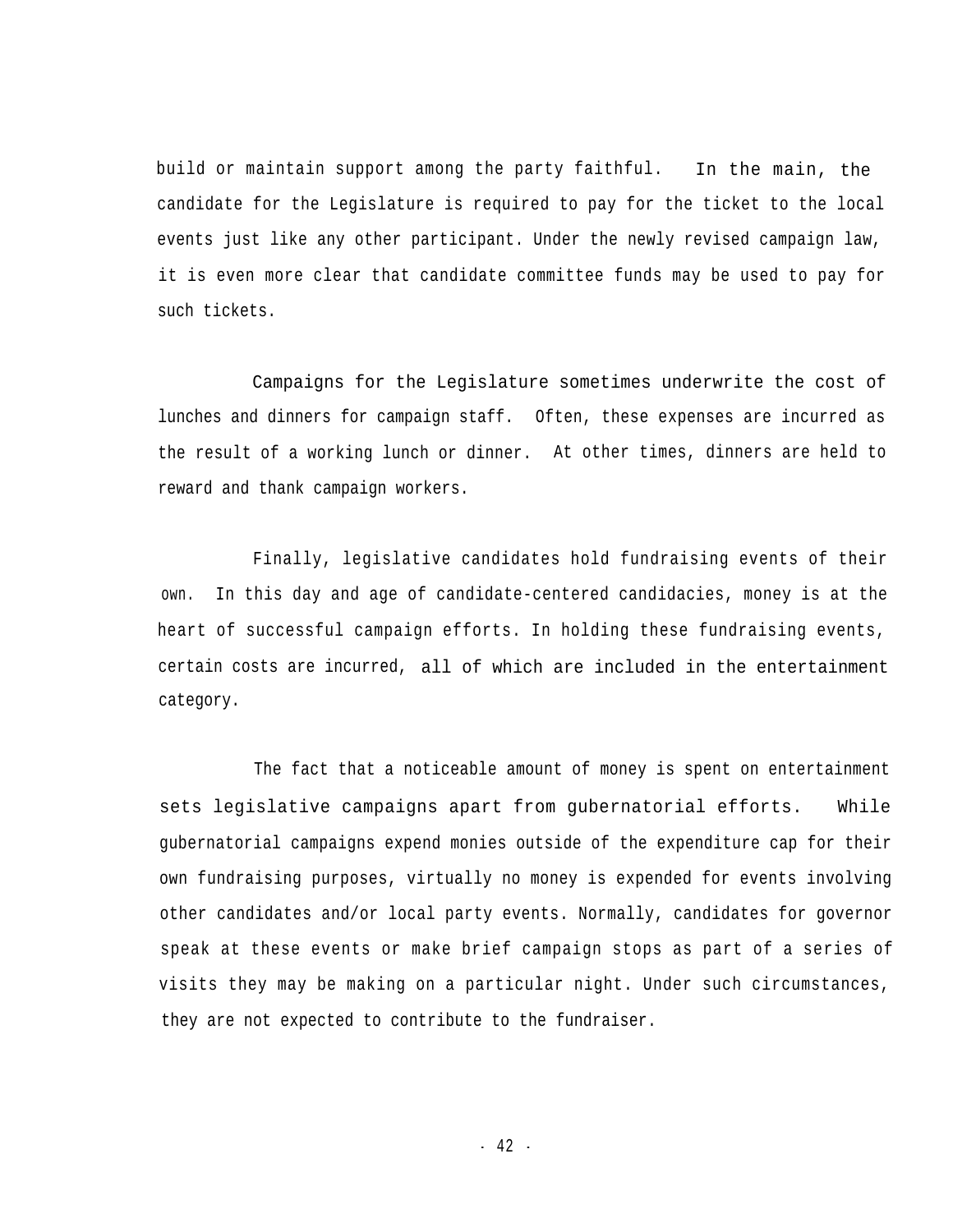build or maintain support among the party faithful. In the main, the candidate for the Legislature is required to pay for the ticket to the local events just like any other participant. Under the newly revised campaign law, it is even more clear that candidate committee funds may be used to pay for such tickets.

Campaigns for the Legislature sometimes underwrite the cost of lunches and dinners for campaign staff. Often, these expenses are incurred as the result of a working lunch or dinner. At other times, dinners are held to reward and thank campaign workers.

Finally, legislative candidates hold fundraising events of their own. In this day and age of candidate-centered candidacies, money is at the heart of successful campaign efforts. In holding these fundraising events, certain costs are incurred, all of which are included in the entertainment category.

The fact that a noticeable amount of money is spent on entertainment sets legislative campaigns apart from gubernatorial efforts. While gubernatorial campaigns expend monies outside of the expenditure cap for their own fundraising purposes, virtually no money is expended for events involving other candidates and/or local party events. Normally, candidates for governor speak at these events or make brief campaign stops as part of a series of visits they may be making on a particular night. Under such circumstances, they are not expected to contribute to the fundraiser.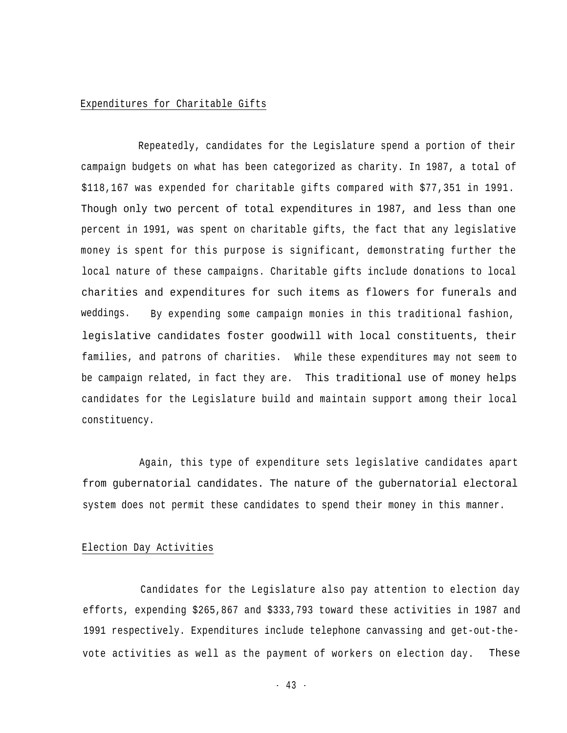## Expenditures for Charitable Gifts

Repeatedly, candidates for the Legislature spend a portion of their campaign budgets on what has been categorized as charity. In 1987, a total of $118,167 was expended for charitable gifts compared with $77,351 in 1991. Though only two percent of total expenditures in 1987, and less than one percent in 1991, was spent on charitable gifts, the fact that any legislative money is spent for this purpose is significant, demonstrating further the local nature of these campaigns. Charitable gifts include donations to local charities and expenditures for such items as flowers for funerals and weddings. By expending some campaign monies in this traditional fashion, legislative candidates foster goodwill with local constituents, their families, and patrons of charities. While these expenditures may not seem to be campaign related, in fact they are. This traditional use of money helps candidates for the Legislature build and maintain support among their local constituency.

Again, this type of expenditure sets legislative candidates apart from gubernatorial candidates. The nature of the gubernatorial electoral system does not permit these candidates to spend their money in this manner.

## Election Day Activities

Candidates for the Legislature also pay attention to election day efforts, expending $265,867 and $333,793 toward these activities in 1987 and 1991 respectively. Expenditures include telephone canvassing and get-out-the-vote activities as well as the payment of workers on election day. These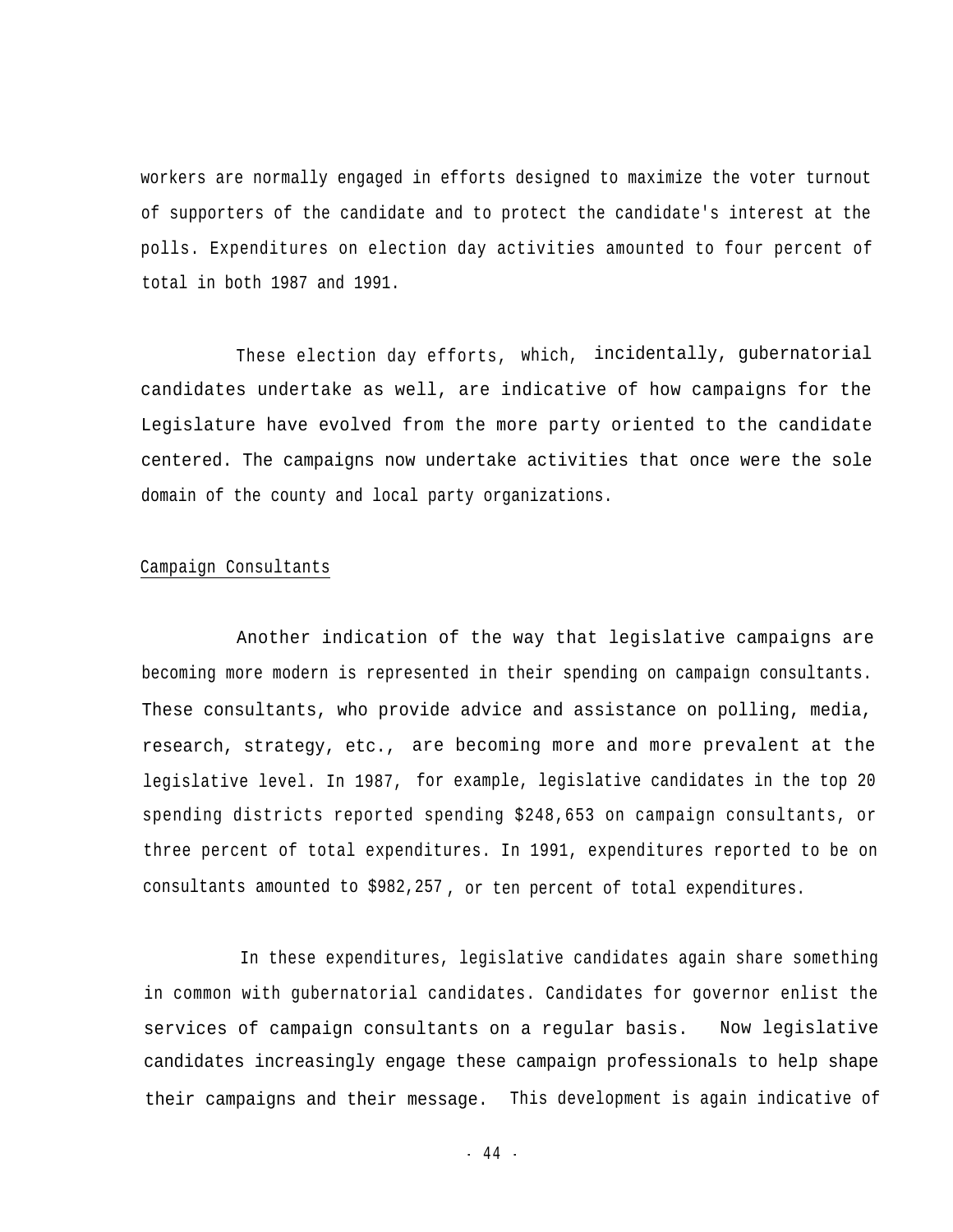workers are normally engaged in efforts designed to maximize the voter turnout of supporters of the candidate and to protect the candidate's interest at the polls. Expenditures on election day activities amounted to four percent of total in both 1987 and 1991.

These election day efforts, which, incidentally, gubernatorial candidates undertake as well, are indicative of how campaigns for the Legislature have evolved from the more party oriented to the candidate centered. The campaigns now undertake activities that once were the sole domain of the county and local party organizations.

Campaign Consultants

Another indication of the way that legislative campaigns are becoming more modern is represented in their spending on campaign consultants. These consultants, who provide advice and assistance on polling, media, research, strategy, etc., are becoming more and more prevalent at the legislative level. In 1987, for example, legislative candidates in the top 20 spending districts reported spending $248,653 on campaign consultants, or three percent of total expenditures. In 1991, expenditures reported to be on consultants amounted to $982,257, or ten percent of total expenditures.

In these expenditures, legislative candidates again share something in common with gubernatorial candidates. Candidates for governor enlist the services of campaign consultants on a regular basis. Now legislative candidates increasingly engage these campaign professionals to help shape their campaigns and their message. This development is again indicative of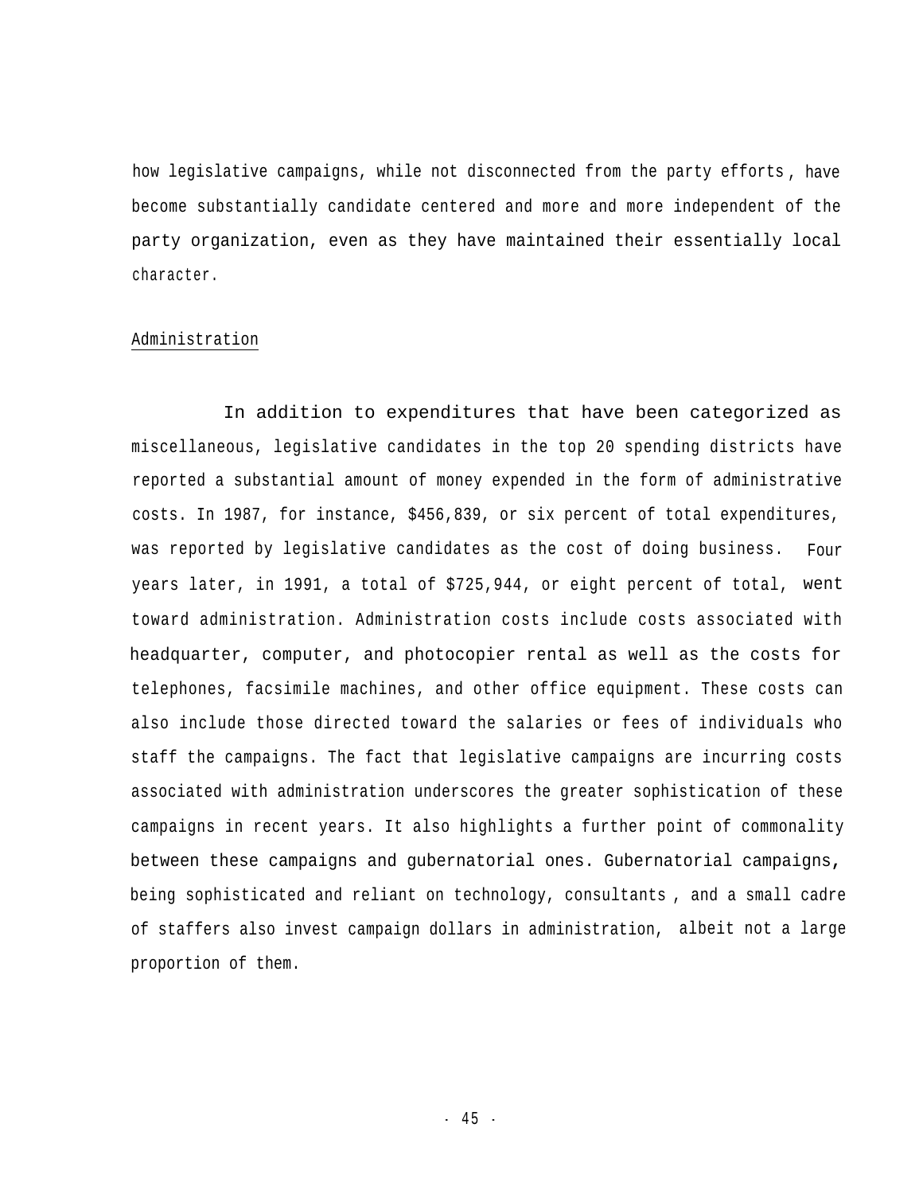how legislative campaigns, while not disconnected from the party efforts, have become substantially candidate centered and more and more independent of the party organization, even as they have maintained their essentially local character.

Administration

In addition to expenditures that have been categorized as miscellaneous, legislative candidates in the top 20 spending districts have reported a substantial amount of money expended in the form of administrative costs. In 1987, for instance, $456,839, or six percent of total expenditures, was reported by legislative candidates as the cost of doing business. Four years later, in 1991, a total of $725,944, or eight percent of total, went toward administration. Administration costs include costs associated with headquarter, computer, and photocopier rental as well as the costs for telephones, facsimile machines, and other office equipment. These costs can also include those directed toward the salaries or fees of individuals who staff the campaigns. The fact that legislative campaigns are incurring costs associated with administration underscores the greater sophistication of these campaigns in recent years. It also highlights a further point of commonality between these campaigns and gubernatorial ones. Gubernatorial campaigns, being sophisticated and reliant on technology, consultants, and a small cadre of staffers also invest campaign dollars in administration, albeit not a large proportion of them.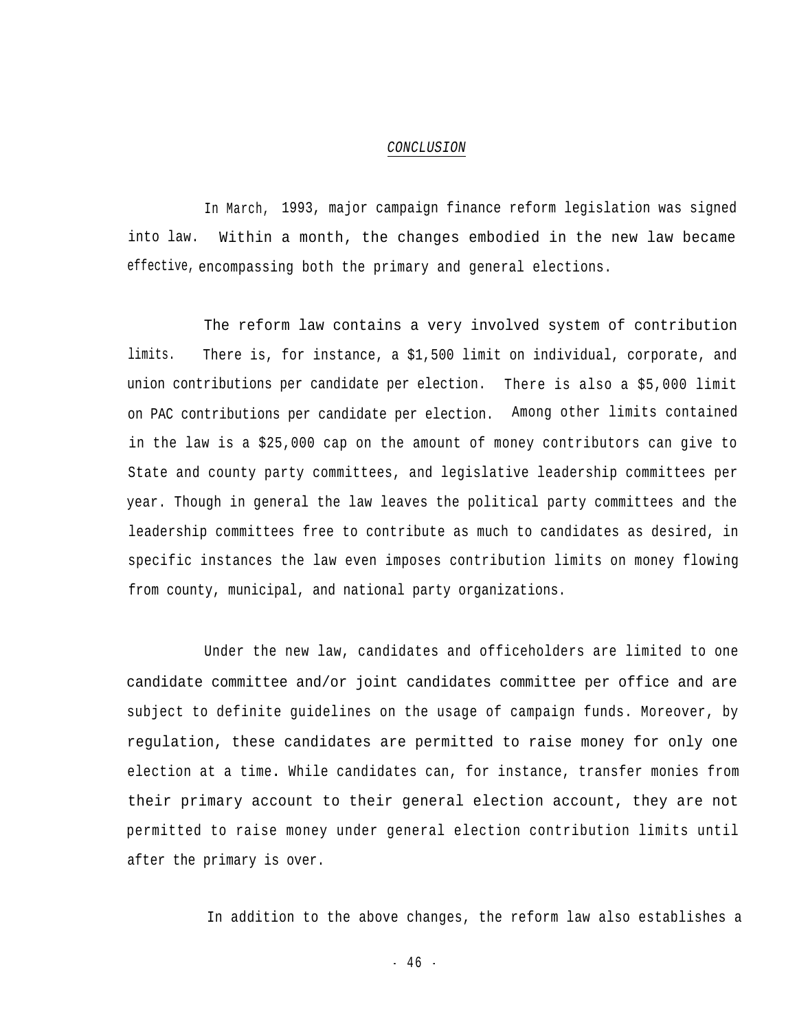## *CONCLUSION*

In March, 1993, major campaign finance reform legislation was signed into law. Within a month, the changes embodied in the new law became effective, encompassing both the primary and general elections.

The reform law contains a very involved system of contribution limits. There is, for instance, a $1,500 limit on individual, corporate, and union contributions per candidate per election. There is also a $5,000 limit on PAC contributions per candidate per election. Among other limits contained in the law is a $25,000 cap on the amount of money contributors can give to State and county party committees, and legislative leadership committees per year. Though in general the law leaves the political party committees and the leadership committees free to contribute as much to candidates as desired, in specific instances the law even imposes contribution limits on money flowing from county, municipal, and national party organizations.

Under the new law, candidates and officeholders are limited to one candidate committee and/or joint candidates committee per office and are subject to definite guidelines on the usage of campaign funds. Moreover, by regulation, these candidates are permitted to raise money for only one election at a time. While candidates can, for instance, transfer monies from their primary account to their general election account, they are not permitted to raise money under general election contribution limits until after the primary is over.

In addition to the above changes, the reform law also establishes a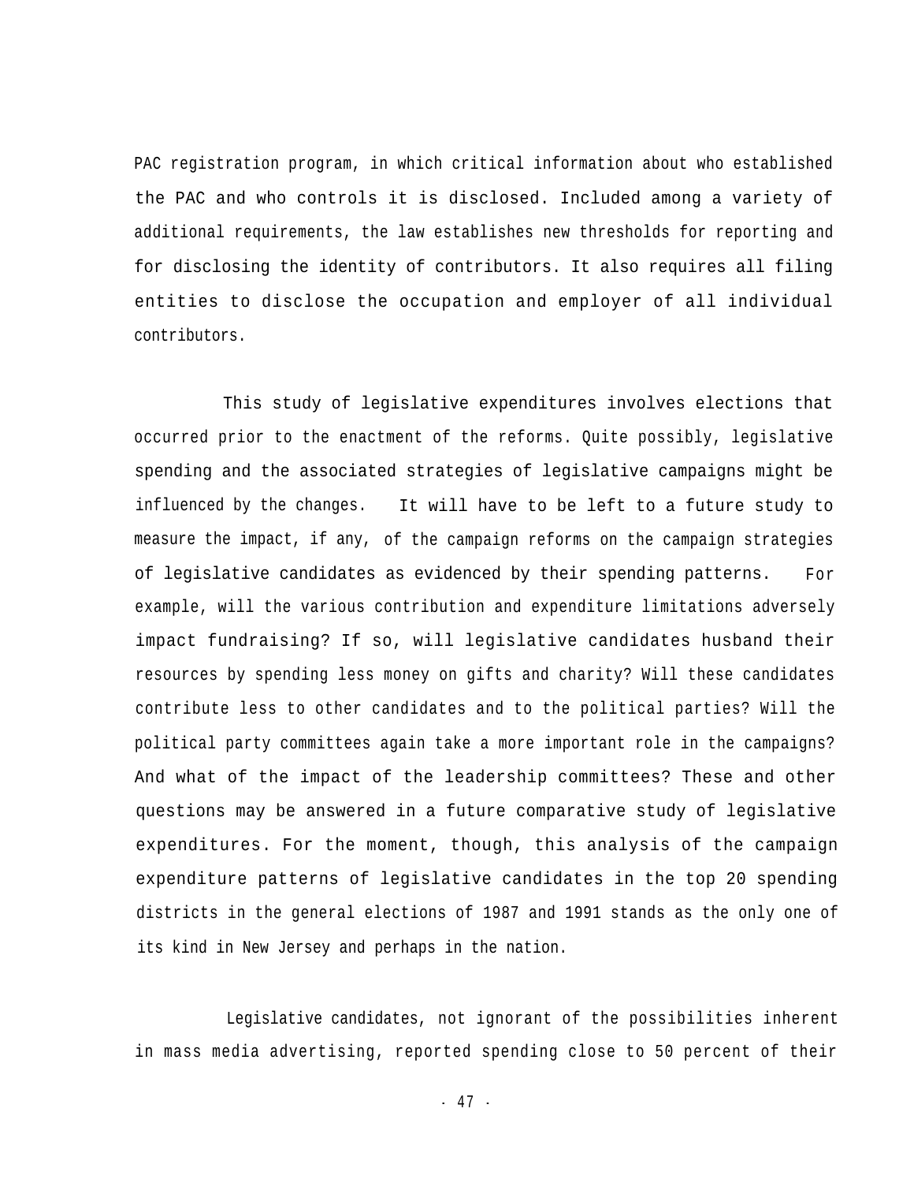PAC registration program, in which critical information about who established the PAC and who controls it is disclosed. Included among a variety of additional requirements, the law establishes new thresholds for reporting and for disclosing the identity of contributors. It also requires all filing entities to disclose the occupation and employer of all individual contributors.

This study of legislative expenditures involves elections that occurred prior to the enactment of the reforms. Quite possibly, legislative spending and the associated strategies of legislative campaigns might be influenced by the changes. It will have to be left to a future study to measure the impact, if any, of the campaign reforms on the campaign strategies of legislative candidates as evidenced by their spending patterns. For example, will the various contribution and expenditure limitations adversely impact fundraising? If so, will legislative candidates husband their resources by spending less money on gifts and charity? Will these candidates contribute less to other candidates and to the political parties? Will the political party committees again take a more important role in the campaigns? And what of the impact of the leadership committees? These and other questions may be answered in a future comparative study of legislative expenditures. For the moment, though, this analysis of the campaign expenditure patterns of legislative candidates in the top 20 spending districts in the general elections of 1987 and 1991 stands as the only one of its kind in New Jersey and perhaps in the nation.

Legislative candidates, not ignorant of the possibilities inherent in mass media advertising, reported spending close to 50 percent of their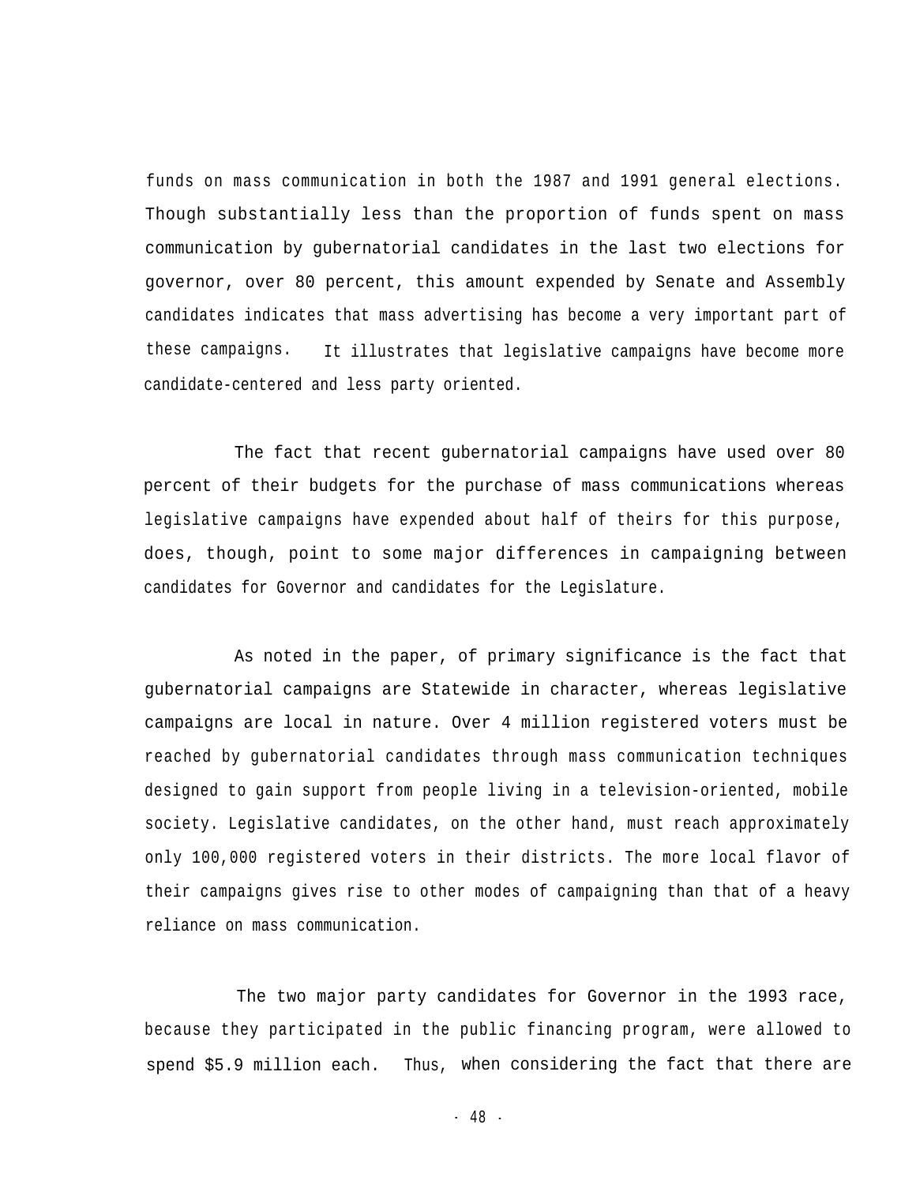funds on mass communication in both the 1987 and 1991 general elections. Though substantially less than the proportion of funds spent on mass communication by gubernatorial candidates in the last two elections for governor, over 80 percent, this amount expended by Senate and Assembly candidates indicates that mass advertising has become a very important part of these campaigns. It illustrates that legislative campaigns have become more candidate-centered and less party oriented.

The fact that recent gubernatorial campaigns have used over 80 percent of their budgets for the purchase of mass communications whereas legislative campaigns have expended about half of theirs for this purpose, does, though, point to some major differences in campaigning between candidates for Governor and candidates for the Legislature.

As noted in the paper, of primary significance is the fact that gubernatorial campaigns are Statewide in character, whereas legislative campaigns are local in nature. Over 4 million registered voters must be reached by gubernatorial candidates through mass communication techniques designed to gain support from people living in a television-oriented, mobile society. Legislative candidates, on the other hand, must reach approximately only 100,000 registered voters in their districts. The more local flavor of their campaigns gives rise to other modes of campaigning than that of a heavy reliance on mass communication.

The two major party candidates for Governor in the 1993 race, because they participated in the public financing program, were allowed to spend $5.9 million each. Thus, when considering the fact that there are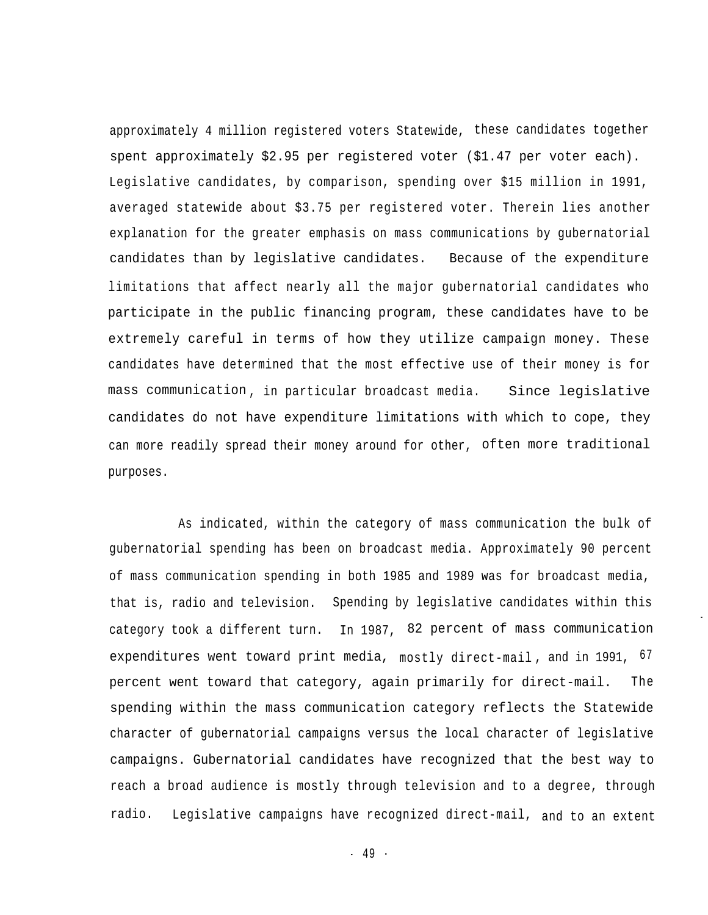approximately 4 million registered voters Statewide, these candidates together spent approximately $2.95 per registered voter ($1.47 per voter each). Legislative candidates, by comparison, spending over $15 million in 1991, averaged statewide about $3.75 per registered voter. Therein lies another explanation for the greater emphasis on mass communications by gubernatorial candidates than by legislative candidates. Because of the expenditure limitations that affect nearly all the major gubernatorial candidates who participate in the public financing program, these candidates have to be extremely careful in terms of how they utilize campaign money. These candidates have determined that the most effective use of their money is for mass communication, in particular broadcast media. Since legislative candidates do not have expenditure limitations with which to cope, they can more readily spread their money around for other, often more traditional purposes.

As indicated, within the category of mass communication the bulk of gubernatorial spending has been on broadcast media. Approximately 90 percent of mass communication spending in both 1985 and 1989 was for broadcast media, that is, radio and television. Spending by legislative candidates within this category took a different turn. In 1987, 82 percent of mass communication expenditures went toward print media, mostly direct-mail, and in 1991, 67 percent went toward that category, again primarily for direct-mail. The spending within the mass communication category reflects the Statewide character of gubernatorial campaigns versus the local character of legislative campaigns. Gubernatorial candidates have recognized that the best way to reach a broad audience is mostly through television and to a degree, through radio. Legislative campaigns have recognized direct-mail, and to an extent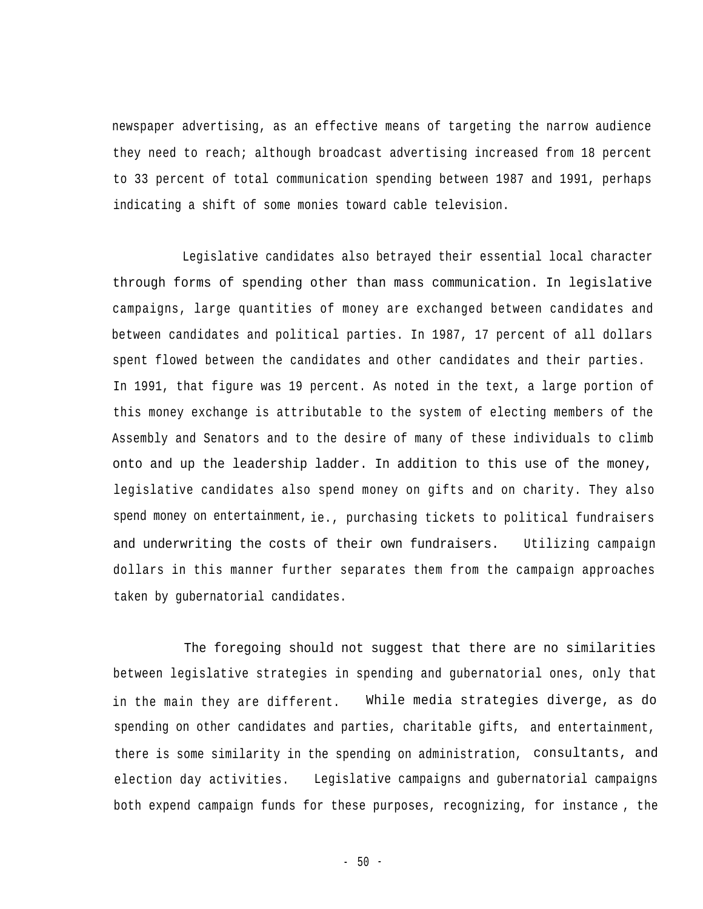newspaper advertising, as an effective means of targeting the narrow audience they need to reach; although broadcast advertising increased from 18 percent to 33 percent of total communication spending between 1987 and 1991, perhaps indicating a shift of some monies toward cable television.

Legislative candidates also betrayed their essential local character through forms of spending other than mass communication. In legislative campaigns, large quantities of money are exchanged between candidates and between candidates and political parties. In 1987, 17 percent of all dollars spent flowed between the candidates and other candidates and their parties. In 1991, that figure was 19 percent. As noted in the text, a large portion of this money exchange is attributable to the system of electing members of the Assembly and Senators and to the desire of many of these individuals to climb onto and up the leadership ladder. In addition to this use of the money, legislative candidates also spend money on gifts and on charity. They also spend money on entertainment, ie., purchasing tickets to political fundraisers and underwriting the costs of their own fundraisers. Utilizing campaign dollars in this manner further separates them from the campaign approaches taken by gubernatorial candidates.

The foregoing should not suggest that there are no similarities between legislative strategies in spending and gubernatorial ones, only that in the main they are different. While media strategies diverge, as do spending on other candidates and parties, charitable gifts, and entertainment, there is some similarity in the spending on administration, consultants, and election day activities. Legislative campaigns and gubernatorial campaigns both expend campaign funds for these purposes, recognizing, for instance, the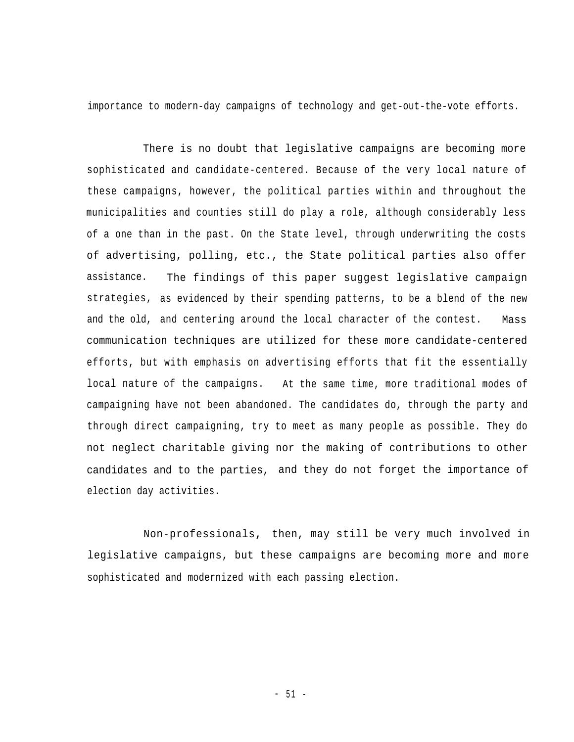importance to modern-day campaigns of technology and get-out-the-vote efforts.

There is no doubt that legislative campaigns are becoming more sophisticated and candidate-centered. Because of the very local nature of these campaigns, however, the political parties within and throughout the municipalities and counties still do play a role, although considerably less of a one than in the past. On the State level, through underwriting the costs of advertising, polling, etc., the State political parties also offer assistance. The findings of this paper suggest legislative campaign strategies, as evidenced by their spending patterns, to be a blend of the new and the old, and centering around the local character of the contest. Mass communication techniques are utilized for these more candidate-centered efforts, but with emphasis on advertising efforts that fit the essentially local nature of the campaigns. At the same time, more traditional modes of campaigning have not been abandoned. The candidates do, through the party and through direct campaigning, try to meet as many people as possible. They do not neglect charitable giving nor the making of contributions to other candidates and to the parties, and they do not forget the importance of election day activities.

Non-professionals, then, may still be very much involved in legislative campaigns, but these campaigns are becoming more and more sophisticated and modernized with each passing election.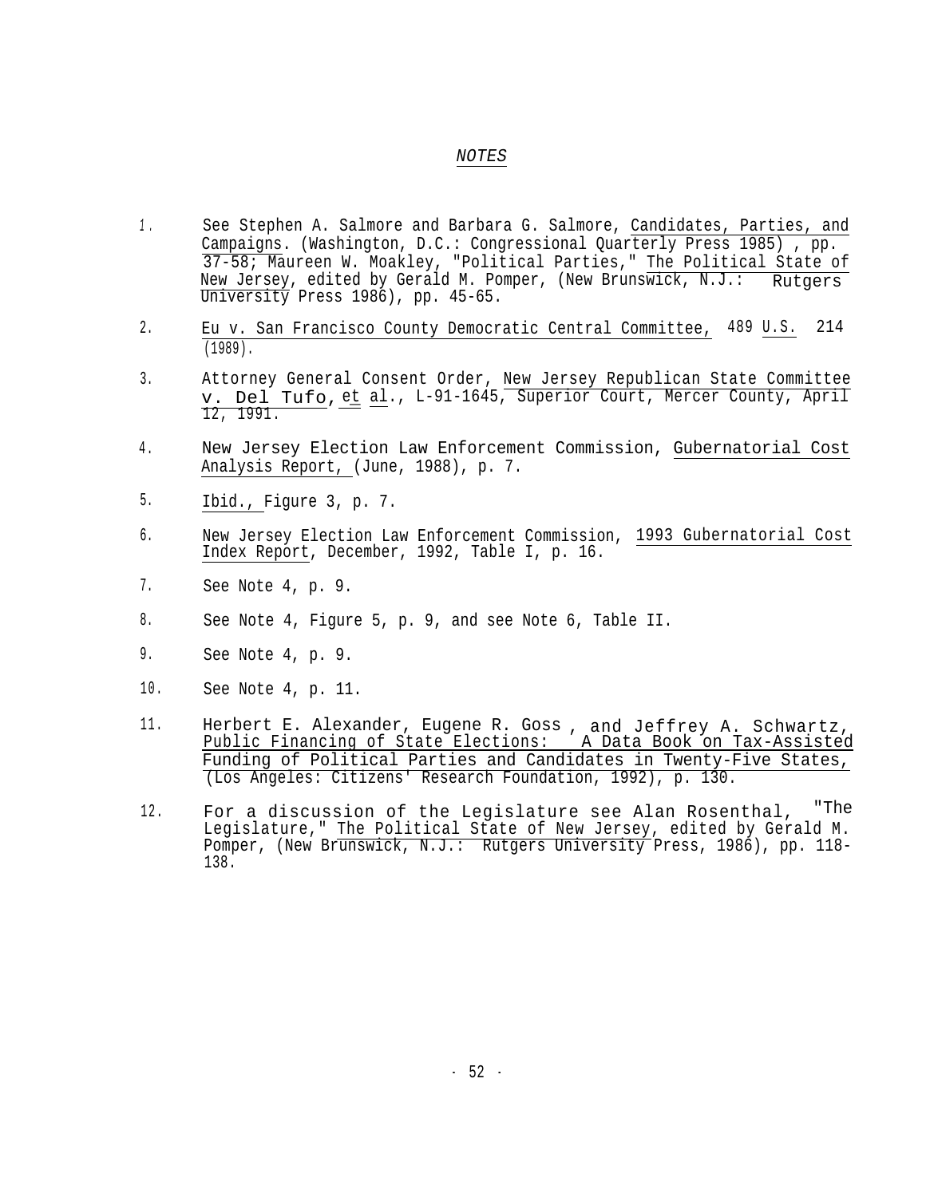## *NOTES*

1. See Stephen A. Salmore and Barbara G. Salmore, Candidates, Parties, and Campaigns. (Washington, D.C.: Congressional Quarterly Press 1985) , pp. 37-58; Maureen W. Moakley, "Political Parties," The Political State of New Jersey, edited by Gerald M. Pomper, (New Brunswick, N.J.: Rutgers University Press 1986), pp. 45-65.

2. Eu v. San Francisco County Democratic Central Committee, 489 U.S. 214 (1989).

3. Attorney General Consent Order, New Jersey Republican State Committee v. Del Tufo, et al., L-91-1645, Superior Court, Mercer County, April 12, 1991.

4. New Jersey Election Law Enforcement Commission, Gubernatorial Cost Analysis Report, (June, 1988), p. 7.

5. Ibid., Figure 3, p. 7.

6. New Jersey Election Law Enforcement Commission, 1993 Gubernatorial Cost Index Report, December, 1992, Table I, p. 16.

7. See Note 4, p. 9.

8. See Note 4, Figure 5, p. 9, and see Note 6, Table II.

9. See Note 4, p. 9.

10. See Note 4, p. 11.

11. Herbert E. Alexander, Eugene R. Goss , and Jeffrey A. Schwartz, Public Financing of State Elections: A Data Book on Tax-Assisted Funding of Political Parties and Candidates in Twenty-Five States, (Los Angeles: Citizens' Research Foundation, 1992), p. 130.

12. For a discussion of the Legislature see Alan Rosenthal, "The Legislature," The Political State of New Jersey, edited by Gerald M. Pomper, (New Brunswick, N.J.: Rutgers University Press, 1986), pp. 118-138.